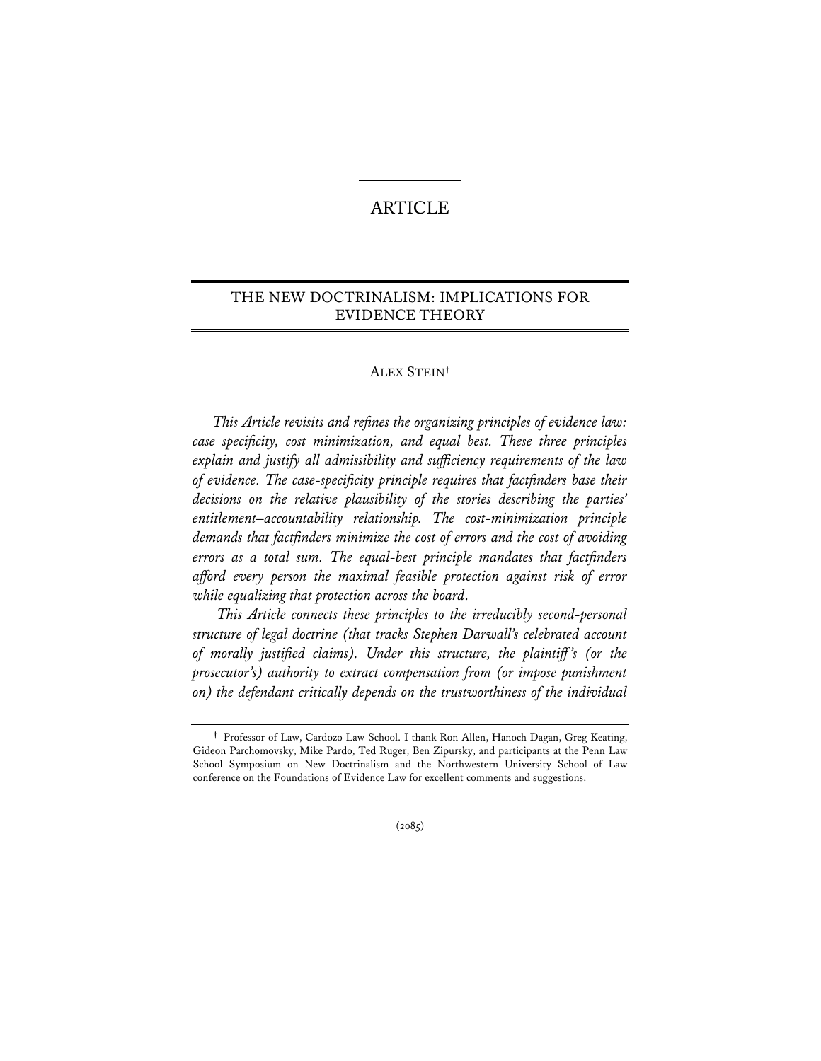ARTICLE

# THE NEW DOCTRINALISM: IMPLICATIONS FOR EVIDENCE THEORY

ALEX STEIN†

*This Article revisits and refines the organizing principles of evidence law: case specificity, cost minimization, and equal best. These three principles explain and justify all admissibility and sufficiency requirements of the law of evidence. The case-specificity principle requires that factfinders base their decisions on the relative plausibility of the stories describing the parties' entitlement–accountability relationship. The cost-minimization principle demands that factfinders minimize the cost of errors and the cost of avoiding errors as a total sum. The equal-best principle mandates that factfinders afford every person the maximal feasible protection against risk of error while equalizing that protection across the board.*

*This Article connects these principles to the irreducibly second-personal structure of legal doctrine (that tracks Stephen Darwall's celebrated account of morally justified claims). Under this structure, the plaintiff's (or the prosecutor's) authority to extract compensation from (or impose punishment on) the defendant critically depends on the trustworthiness of the individual*

† Professor of Law, Cardozo Law School. I thank Ron Allen, Hanoch Dagan, Greg Keating, Gideon Parchomovsky, Mike Pardo, Ted Ruger, Ben Zipursky, and participants at the Penn Law School Symposium on New Doctrinalism and the Northwestern University School of Law conference on the Foundations of Evidence Law for excellent comments and suggestions.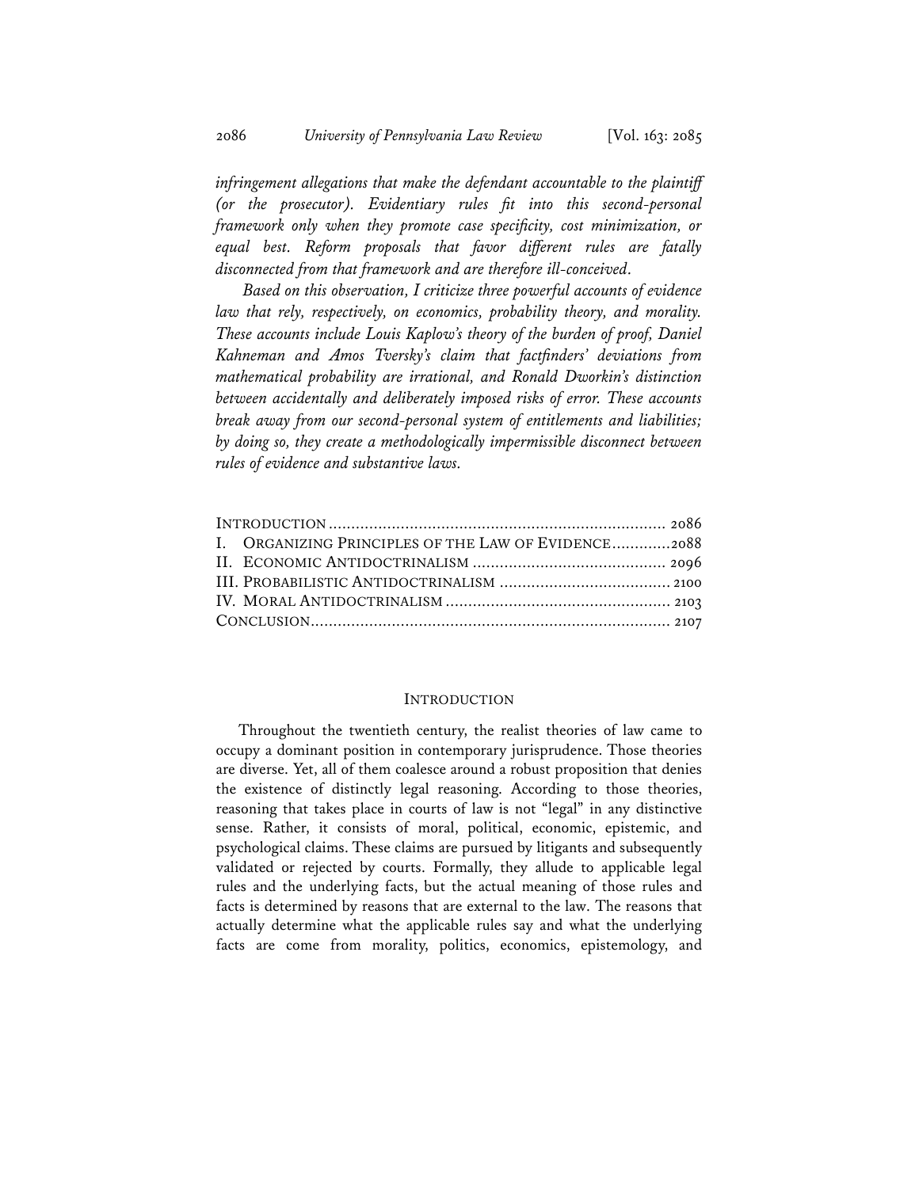*infringement allegations that make the defendant accountable to the plaintiff (or the prosecutor). Evidentiary rules fit into this second-personal framework only when they promote case specificity, cost minimization, or equal best. Reform proposals that favor different rules are fatally disconnected from that framework and are therefore ill-conceived.*

*Based on this observation, I criticize three powerful accounts of evidence law that rely, respectively, on economics, probability theory, and morality. These accounts include Louis Kaplow's theory of the burden of proof, Daniel Kahneman and Amos Tversky's claim that factfinders' deviations from mathematical probability are irrational, and Ronald Dworkin's distinction between accidentally and deliberately imposed risks of error. These accounts break away from our second-personal system of entitlements and liabilities; by doing so, they create a methodologically impermissible disconnect between rules of evidence and substantive laws.*

| | |
|---|---|
| INTRODUCTION | 2086 |
| I. ORGANIZING PRINCIPLES OF THE LAW OF EVIDENCE | 2088 |
| II. ECONOMIC ANTIDOCTRINALISM | 2096 |
| III. PROBABILISTIC ANTIDOCTRINALISM | 2100 |
| IV. MORAL ANTIDOCTRINALISM | 2103 |
| CONCLUSION | 2107 |

## INTRODUCTION

Throughout the twentieth century, the realist theories of law came to occupy a dominant position in contemporary jurisprudence. Those theories are diverse. Yet, all of them coalesce around a robust proposition that denies the existence of distinctly legal reasoning. According to those theories, reasoning that takes place in courts of law is not "legal" in any distinctive sense. Rather, it consists of moral, political, economic, epistemic, and psychological claims. These claims are pursued by litigants and subsequently validated or rejected by courts. Formally, they allude to applicable legal rules and the underlying facts, but the actual meaning of those rules and facts is determined by reasons that are external to the law. The reasons that actually determine what the applicable rules say and what the underlying facts are come from morality, politics, economics, epistemology, and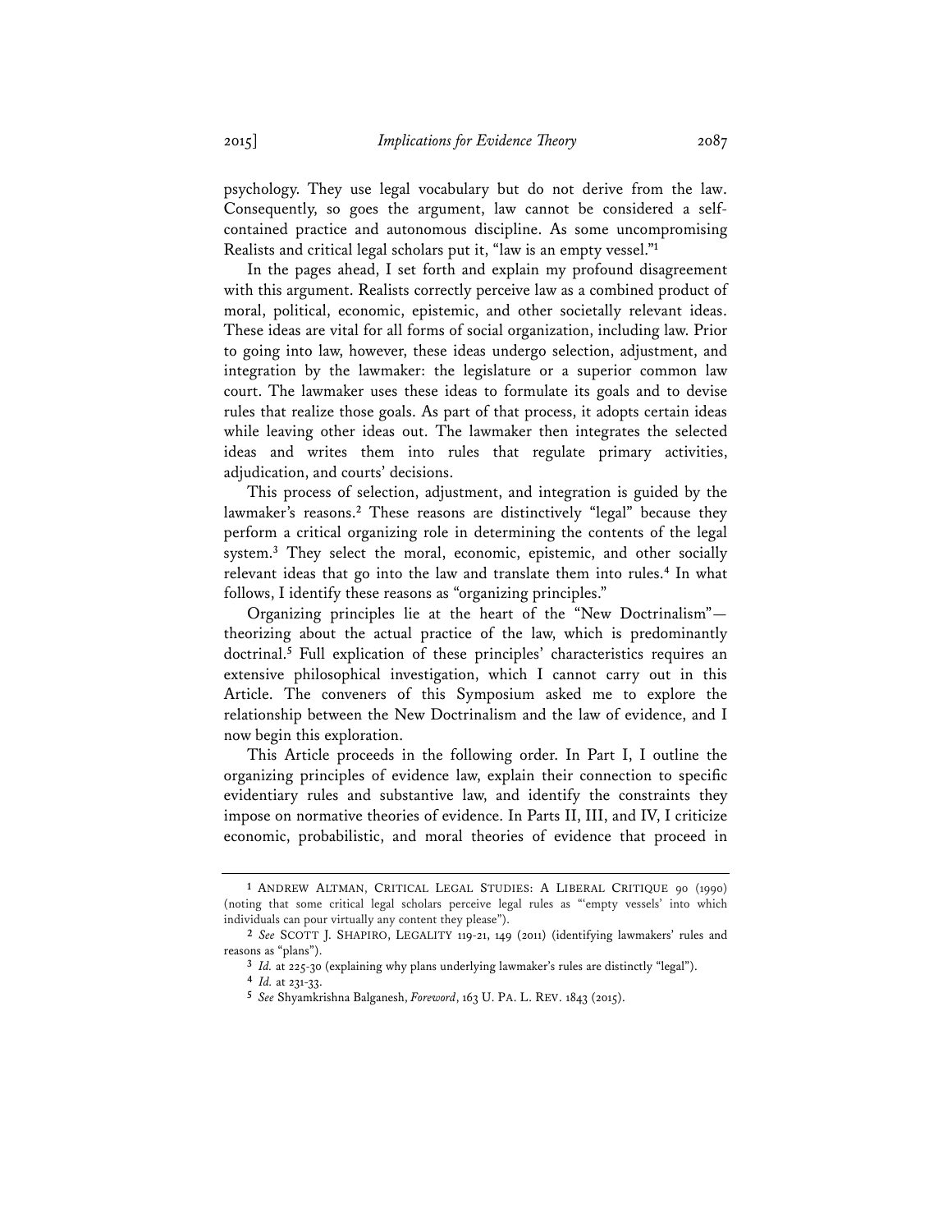psychology. They use legal vocabulary but do not derive from the law. Consequently, so goes the argument, law cannot be considered a self-contained practice and autonomous discipline. As some uncompromising Realists and critical legal scholars put it, "law is an empty vessel."[1]

In the pages ahead, I set forth and explain my profound disagreement with this argument. Realists correctly perceive law as a combined product of moral, political, economic, epistemic, and other societally relevant ideas. These ideas are vital for all forms of social organization, including law. Prior to going into law, however, these ideas undergo selection, adjustment, and integration by the lawmaker: the legislature or a superior common law court. The lawmaker uses these ideas to formulate its goals and to devise rules that realize those goals. As part of that process, it adopts certain ideas while leaving other ideas out. The lawmaker then integrates the selected ideas and writes them into rules that regulate primary activities, adjudication, and courts' decisions.

This process of selection, adjustment, and integration is guided by the lawmaker's reasons.[2] These reasons are distinctively "legal" because they perform a critical organizing role in determining the contents of the legal system.[3] They select the moral, economic, epistemic, and other socially relevant ideas that go into the law and translate them into rules.[4] In what follows, I identify these reasons as "organizing principles."

Organizing principles lie at the heart of the "New Doctrinalism"—theorizing about the actual practice of the law, which is predominantly doctrinal.[5] Full explication of these principles' characteristics requires an extensive philosophical investigation, which I cannot carry out in this Article. The conveners of this Symposium asked me to explore the relationship between the New Doctrinalism and the law of evidence, and I now begin this exploration.

This Article proceeds in the following order. In Part I, I outline the organizing principles of evidence law, explain their connection to specific evidentiary rules and substantive law, and identify the constraints they impose on normative theories of evidence. In Parts II, III, and IV, I criticize economic, probabilistic, and moral theories of evidence that proceed in

---

[1] ANDREW ALTMAN, CRITICAL LEGAL STUDIES: A LIBERAL CRITIQUE 90 (1990) (noting that some critical legal scholars perceive legal rules as "'empty vessels' into which individuals can pour virtually any content they please").

[2] *See* SCOTT J. SHAPIRO, LEGALITY 119-21, 149 (2011) (identifying lawmakers' rules and reasons as "plans").

[3] *Id.* at 225-30 (explaining why plans underlying lawmaker's rules are distinctly "legal").

[4] *Id.* at 231-33.

[5] *See* Shyamkrishna Balganesh, *Foreword*, 163 U. PA. L. REV. 1843 (2015).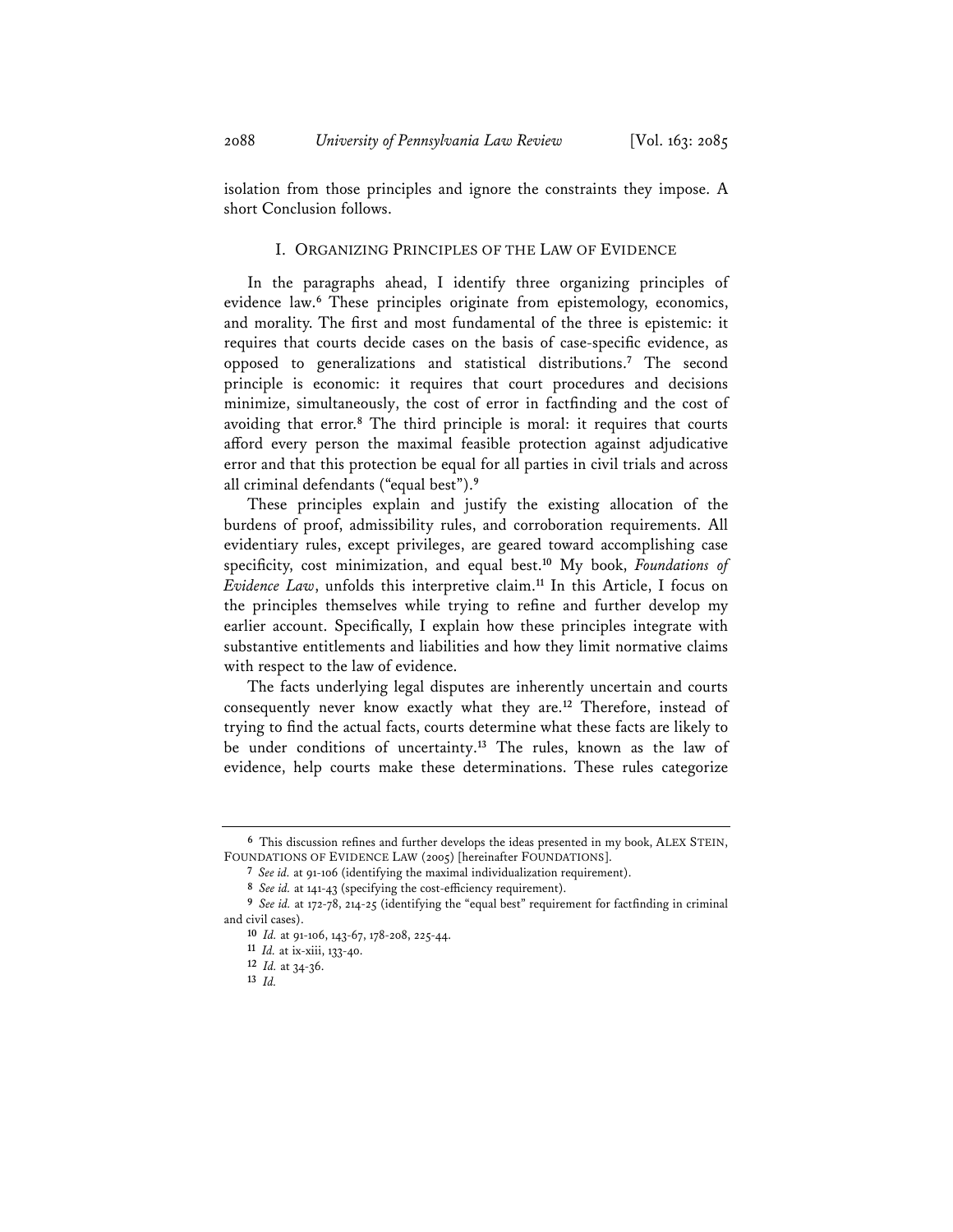isolation from those principles and ignore the constraints they impose. A short Conclusion follows.

## I. ORGANIZING PRINCIPLES OF THE LAW OF EVIDENCE

In the paragraphs ahead, I identify three organizing principles of evidence law.[6] These principles originate from epistemology, economics, and morality. The first and most fundamental of the three is epistemic: it requires that courts decide cases on the basis of case-specific evidence, as opposed to generalizations and statistical distributions.[7] The second principle is economic: it requires that court procedures and decisions minimize, simultaneously, the cost of error in factfinding and the cost of avoiding that error.[8] The third principle is moral: it requires that courts afford every person the maximal feasible protection against adjudicative error and that this protection be equal for all parties in civil trials and across all criminal defendants ("equal best").[9]

These principles explain and justify the existing allocation of the burdens of proof, admissibility rules, and corroboration requirements. All evidentiary rules, except privileges, are geared toward accomplishing case specificity, cost minimization, and equal best.[10] My book, *Foundations of Evidence Law*, unfolds this interpretive claim.[11] In this Article, I focus on the principles themselves while trying to refine and further develop my earlier account. Specifically, I explain how these principles integrate with substantive entitlements and liabilities and how they limit normative claims with respect to the law of evidence.

The facts underlying legal disputes are inherently uncertain and courts consequently never know exactly what they are.[12] Therefore, instead of trying to find the actual facts, courts determine what these facts are likely to be under conditions of uncertainty.[13] The rules, known as the law of evidence, help courts make these determinations. These rules categorize

---

6 This discussion refines and further develops the ideas presented in my book, ALEX STEIN, FOUNDATIONS OF EVIDENCE LAW (2005) [hereinafter FOUNDATIONS].

7 *See id.* at 91-106 (identifying the maximal individualization requirement).

8 *See id.* at 141-43 (specifying the cost-efficiency requirement).

9 *See id.* at 172-78, 214-25 (identifying the "equal best" requirement for factfinding in criminal and civil cases).

10 *Id.* at 91-106, 143-67, 178-208, 225-44.

11 *Id.* at ix-xiii, 133-40.

12 *Id.* at 34-36.

13 *Id.*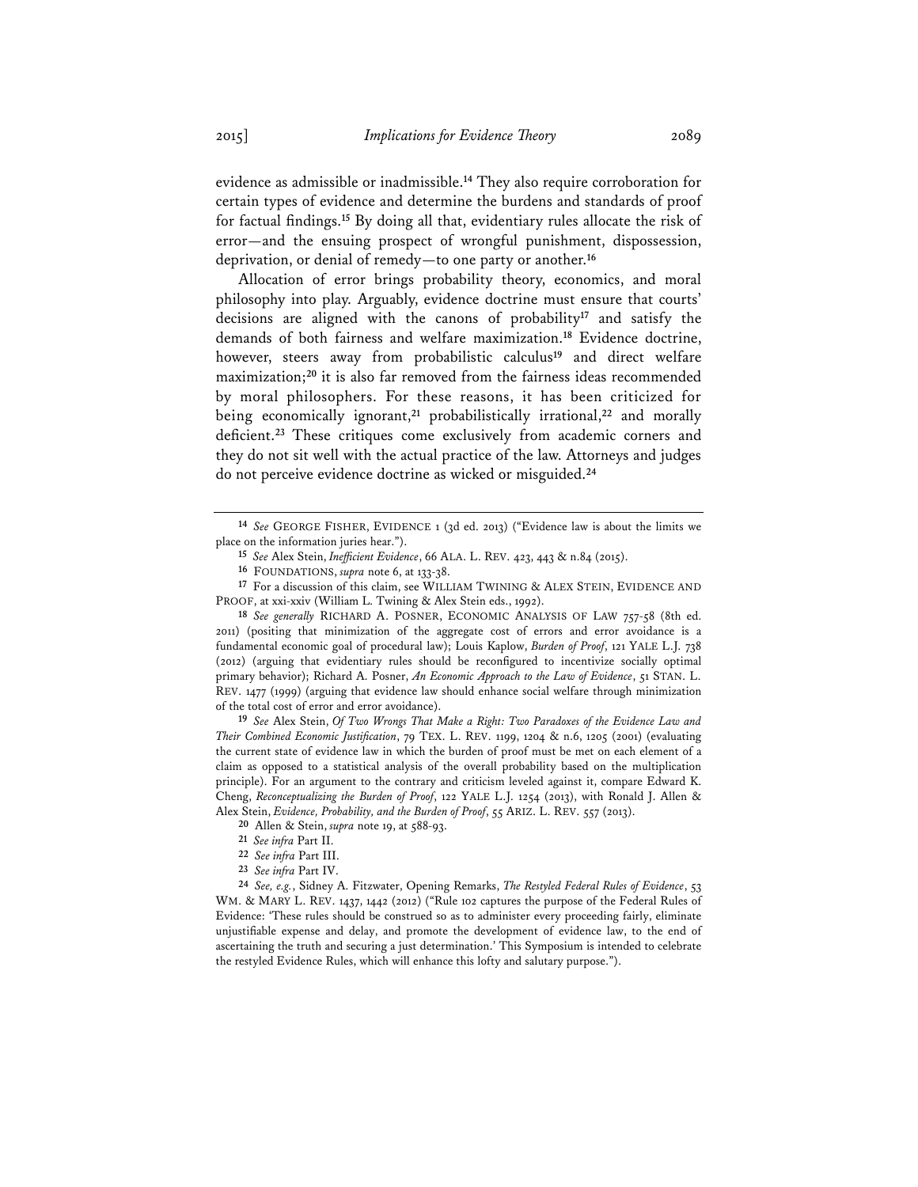evidence as admissible or inadmissible.[14] They also require corroboration for certain types of evidence and determine the burdens and standards of proof for factual findings.[15] By doing all that, evidentiary rules allocate the risk of error—and the ensuing prospect of wrongful punishment, dispossession, deprivation, or denial of remedy—to one party or another.[16]

Allocation of error brings probability theory, economics, and moral philosophy into play. Arguably, evidence doctrine must ensure that courts' decisions are aligned with the canons of probability[17] and satisfy the demands of both fairness and welfare maximization.[18] Evidence doctrine, however, steers away from probabilistic calculus[19] and direct welfare maximization;[20] it is also far removed from the fairness ideas recommended by moral philosophers. For these reasons, it has been criticized for being economically ignorant,[21] probabilistically irrational,[22] and morally deficient.[23] These critiques come exclusively from academic corners and they do not sit well with the actual practice of the law. Attorneys and judges do not perceive evidence doctrine as wicked or misguided.[24]

---

[14] *See* GEORGE FISHER, EVIDENCE 1 (3d ed. 2013) ("Evidence law is about the limits we place on the information juries hear.").

[15] *See* Alex Stein, *Inefficient Evidence*, 66 ALA. L. REV. 423, 443 & n.84 (2015).

[16] FOUNDATIONS, *supra* note 6, at 133-38.

[17] For a discussion of this claim, see WILLIAM TWINING & ALEX STEIN, EVIDENCE AND PROOF, at xxi-xxiv (William L. Twining & Alex Stein eds., 1992).

[18] *See generally* RICHARD A. POSNER, ECONOMIC ANALYSIS OF LAW 757-58 (8th ed. 2011) (positing that minimization of the aggregate cost of errors and error avoidance is a fundamental economic goal of procedural law); Louis Kaplow, *Burden of Proof*, 121 YALE L.J. 738 (2012) (arguing that evidentiary rules should be reconfigured to incentivize socially optimal primary behavior); Richard A. Posner, *An Economic Approach to the Law of Evidence*, 51 STAN. L. REV. 1477 (1999) (arguing that evidence law should enhance social welfare through minimization of the total cost of error and error avoidance).

[19] *See* Alex Stein, *Of Two Wrongs That Make a Right: Two Paradoxes of the Evidence Law and Their Combined Economic Justification*, 79 TEX. L. REV. 1199, 1204 & n.6, 1205 (2001) (evaluating the current state of evidence law in which the burden of proof must be met on each element of a claim as opposed to a statistical analysis of the overall probability based on the multiplication principle). For an argument to the contrary and criticism leveled against it, compare Edward K. Cheng, *Reconceptualizing the Burden of Proof*, 122 YALE L.J. 1254 (2013), with Ronald J. Allen & Alex Stein, *Evidence, Probability, and the Burden of Proof*, 55 ARIZ. L. REV. 557 (2013).

[20] Allen & Stein, *supra* note 19, at 588-93.

[21] *See infra* Part II.

[22] *See infra* Part III.

[23] *See infra* Part IV.

[24] *See, e.g.*, Sidney A. Fitzwater, Opening Remarks, *The Restyled Federal Rules of Evidence*, 53 WM. & MARY L. REV. 1437, 1442 (2012) ("Rule 102 captures the purpose of the Federal Rules of Evidence: 'These rules should be construed so as to administer every proceeding fairly, eliminate unjustifiable expense and delay, and promote the development of evidence law, to the end of ascertaining the truth and securing a just determination.' This Symposium is intended to celebrate the restyled Evidence Rules, which will enhance this lofty and salutary purpose.").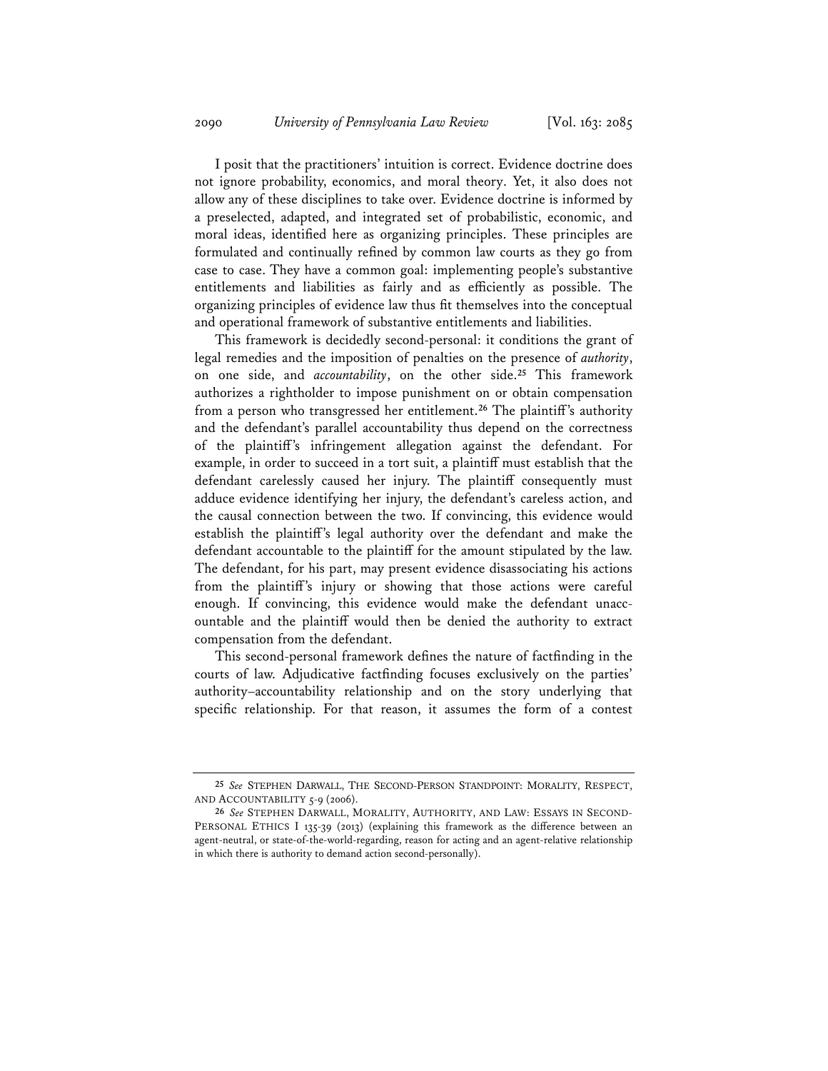I posit that the practitioners' intuition is correct. Evidence doctrine does not ignore probability, economics, and moral theory. Yet, it also does not allow any of these disciplines to take over. Evidence doctrine is informed by a preselected, adapted, and integrated set of probabilistic, economic, and moral ideas, identified here as organizing principles. These principles are formulated and continually refined by common law courts as they go from case to case. They have a common goal: implementing people's substantive entitlements and liabilities as fairly and as efficiently as possible. The organizing principles of evidence law thus fit themselves into the conceptual and operational framework of substantive entitlements and liabilities.

This framework is decidedly second-personal: it conditions the grant of legal remedies and the imposition of penalties on the presence of *authority*, on one side, and *accountability*, on the other side.[25] This framework authorizes a rightholder to impose punishment on or obtain compensation from a person who transgressed her entitlement.[26] The plaintiff's authority and the defendant's parallel accountability thus depend on the correctness of the plaintiff's infringement allegation against the defendant. For example, in order to succeed in a tort suit, a plaintiff must establish that the defendant carelessly caused her injury. The plaintiff consequently must adduce evidence identifying her injury, the defendant's careless action, and the causal connection between the two. If convincing, this evidence would establish the plaintiff's legal authority over the defendant and make the defendant accountable to the plaintiff for the amount stipulated by the law. The defendant, for his part, may present evidence disassociating his actions from the plaintiff's injury or showing that those actions were careful enough. If convincing, this evidence would make the defendant unaccountable and the plaintiff would then be denied the authority to extract compensation from the defendant.

This second-personal framework defines the nature of factfinding in the courts of law. Adjudicative factfinding focuses exclusively on the parties' authority–accountability relationship and on the story underlying that specific relationship. For that reason, it assumes the form of a contest

---

[25] *See* STEPHEN DARWALL, THE SECOND-PERSON STANDPOINT: MORALITY, RESPECT, AND ACCOUNTABILITY 5-9 (2006).

[26] *See* STEPHEN DARWALL, MORALITY, AUTHORITY, AND LAW: ESSAYS IN SECOND-PERSONAL ETHICS I 135-39 (2013) (explaining this framework as the difference between an agent-neutral, or state-of-the-world-regarding, reason for acting and an agent-relative relationship in which there is authority to demand action second-personally).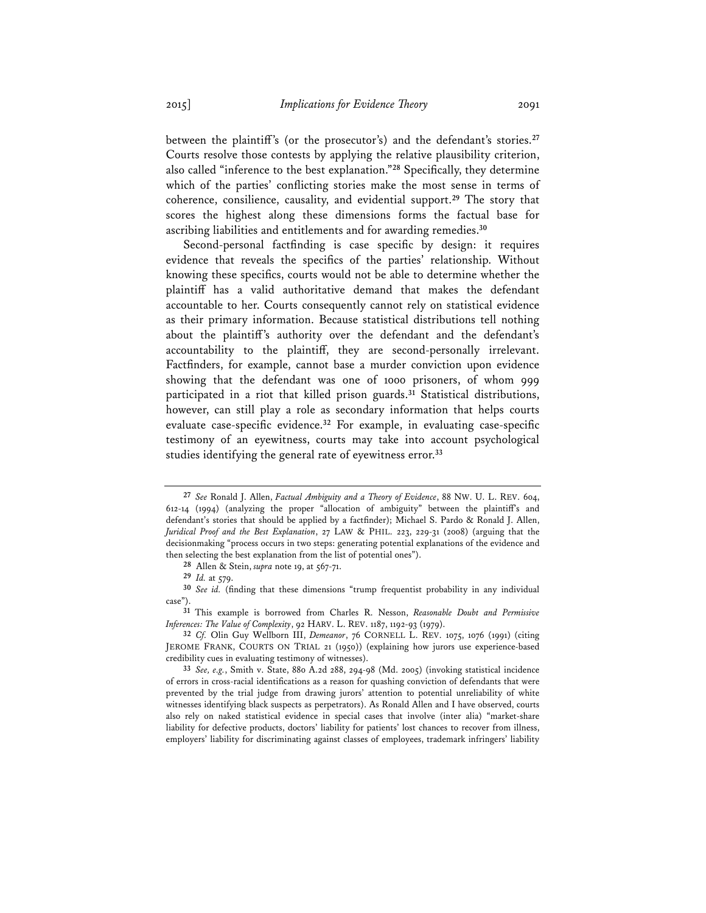between the plaintiff's (or the prosecutor's) and the defendant's stories.[27] Courts resolve those contests by applying the relative plausibility criterion, also called "inference to the best explanation."[28] Specifically, they determine which of the parties' conflicting stories make the most sense in terms of coherence, consilience, causality, and evidential support.[29] The story that scores the highest along these dimensions forms the factual base for ascribing liabilities and entitlements and for awarding remedies.[30]

Second-personal factfinding is case specific by design: it requires evidence that reveals the specifics of the parties' relationship. Without knowing these specifics, courts would not be able to determine whether the plaintiff has a valid authoritative demand that makes the defendant accountable to her. Courts consequently cannot rely on statistical evidence as their primary information. Because statistical distributions tell nothing about the plaintiff's authority over the defendant and the defendant's accountability to the plaintiff, they are second-personally irrelevant. Factfinders, for example, cannot base a murder conviction upon evidence showing that the defendant was one of 1000 prisoners, of whom 999 participated in a riot that killed prison guards.[31] Statistical distributions, however, can still play a role as secondary information that helps courts evaluate case-specific evidence.[32] For example, in evaluating case-specific testimony of an eyewitness, courts may take into account psychological studies identifying the general rate of eyewitness error.[33]

---

[27] *See* Ronald J. Allen, *Factual Ambiguity and a Theory of Evidence*, 88 NW. U. L. REV. 604, 612-14 (1994) (analyzing the proper "allocation of ambiguity" between the plaintiff's and defendant's stories that should be applied by a factfinder); Michael S. Pardo & Ronald J. Allen, *Juridical Proof and the Best Explanation*, 27 LAW & PHIL. 223, 229-31 (2008) (arguing that the decisionmaking "process occurs in two steps: generating potential explanations of the evidence and then selecting the best explanation from the list of potential ones").

[28] Allen & Stein, *supra* note 19, at 567-71.

[29] *Id.* at 579.

[30] *See id.* (finding that these dimensions "trump frequentist probability in any individual case").

[31] This example is borrowed from Charles R. Nesson, *Reasonable Doubt and Permissive Inferences: The Value of Complexity*, 92 HARV. L. REV. 1187, 1192-93 (1979).

[32] *Cf.* Olin Guy Wellborn III, *Demeanor*, 76 CORNELL L. REV. 1075, 1076 (1991) (citing JEROME FRANK, COURTS ON TRIAL 21 (1950)) (explaining how jurors use experience-based credibility cues in evaluating testimony of witnesses).

[33] *See, e.g.*, Smith v. State, 880 A.2d 288, 294-98 (Md. 2005) (invoking statistical incidence of errors in cross-racial identifications as a reason for quashing conviction of defendants that were prevented by the trial judge from drawing jurors' attention to potential unreliability of white witnesses identifying black suspects as perpetrators). As Ronald Allen and I have observed, courts also rely on naked statistical evidence in special cases that involve (inter alia) "market-share liability for defective products, doctors' liability for patients' lost chances to recover from illness, employers' liability for discriminating against classes of employees, trademark infringers' liability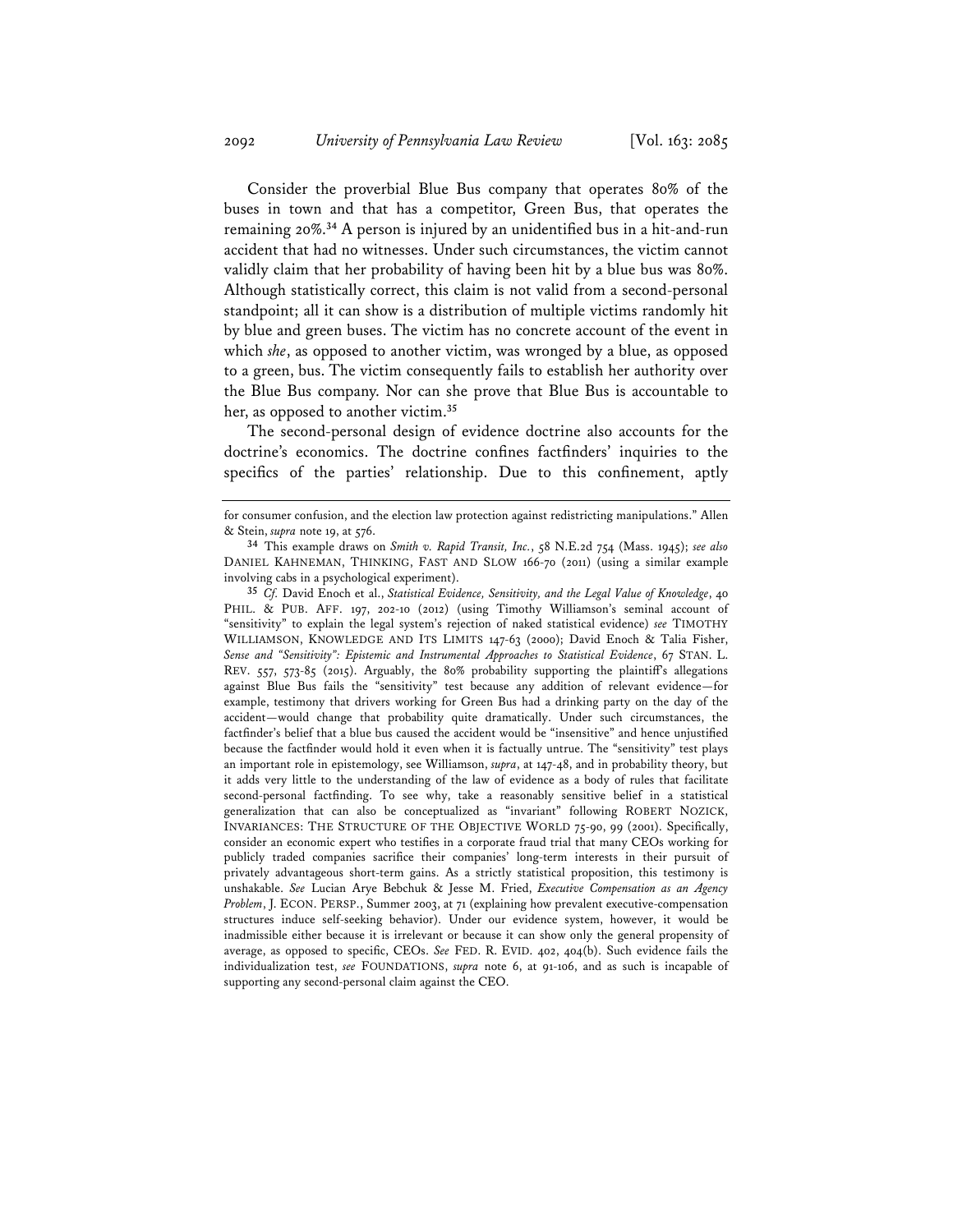Consider the proverbial Blue Bus company that operates 80% of the buses in town and that has a competitor, Green Bus, that operates the remaining 20%.[34] A person is injured by an unidentified bus in a hit-and-run accident that had no witnesses. Under such circumstances, the victim cannot validly claim that her probability of having been hit by a blue bus was 80%. Although statistically correct, this claim is not valid from a second-personal standpoint; all it can show is a distribution of multiple victims randomly hit by blue and green buses. The victim has no concrete account of the event in which *she*, as opposed to another victim, was wronged by a blue, as opposed to a green, bus. The victim consequently fails to establish her authority over the Blue Bus company. Nor can she prove that Blue Bus is accountable to her, as opposed to another victim.[35]

The second-personal design of evidence doctrine also accounts for the doctrine's economics. The doctrine confines factfinders' inquiries to the specifics of the parties' relationship. Due to this confinement, aptly

---

for consumer confusion, and the election law protection against redistricting manipulations." Allen & Stein, *supra* note 19, at 576.

[34] This example draws on *Smith v. Rapid Transit, Inc.*, 58 N.E.2d 754 (Mass. 1945); *see also* DANIEL KAHNEMAN, THINKING, FAST AND SLOW 166-70 (2011) (using a similar example involving cabs in a psychological experiment).

[35] *Cf.* David Enoch et al., *Statistical Evidence, Sensitivity, and the Legal Value of Knowledge*, 40 PHIL. & PUB. AFF. 197, 202-10 (2012) (using Timothy Williamson's seminal account of "sensitivity" to explain the legal system's rejection of naked statistical evidence) *see* TIMOTHY WILLIAMSON, KNOWLEDGE AND ITS LIMITS 147-63 (2000); David Enoch & Talia Fisher, *Sense and "Sensitivity": Epistemic and Instrumental Approaches to Statistical Evidence*, 67 STAN. L. REV. 557, 573-85 (2015). Arguably, the 80% probability supporting the plaintiff's allegations against Blue Bus fails the "sensitivity" test because any addition of relevant evidence—for example, testimony that drivers working for Green Bus had a drinking party on the day of the accident—would change that probability quite dramatically. Under such circumstances, the factfinder's belief that a blue bus caused the accident would be "insensitive" and hence unjustified because the factfinder would hold it even when it is factually untrue. The "sensitivity" test plays an important role in epistemology, see Williamson, *supra*, at 147-48, and in probability theory, but it adds very little to the understanding of the law of evidence as a body of rules that facilitate second-personal factfinding. To see why, take a reasonably sensitive belief in a statistical generalization that can also be conceptualized as "invariant" following ROBERT NOZICK, INVARIANCES: THE STRUCTURE OF THE OBJECTIVE WORLD 75-90, 99 (2001). Specifically, consider an economic expert who testifies in a corporate fraud trial that many CEOs working for publicly traded companies sacrifice their companies' long-term interests in their pursuit of privately advantageous short-term gains. As a strictly statistical proposition, this testimony is unshakable. *See* Lucian Arye Bebchuk & Jesse M. Fried, *Executive Compensation as an Agency Problem*, J. ECON. PERSP., Summer 2003, at 71 (explaining how prevalent executive-compensation structures induce self-seeking behavior). Under our evidence system, however, it would be inadmissible either because it is irrelevant or because it can show only the general propensity of average, as opposed to specific, CEOs. *See* FED. R. EVID. 402, 404(b). Such evidence fails the individualization test, *see* FOUNDATIONS, *supra* note 6, at 91-106, and as such is incapable of supporting any second-personal claim against the CEO.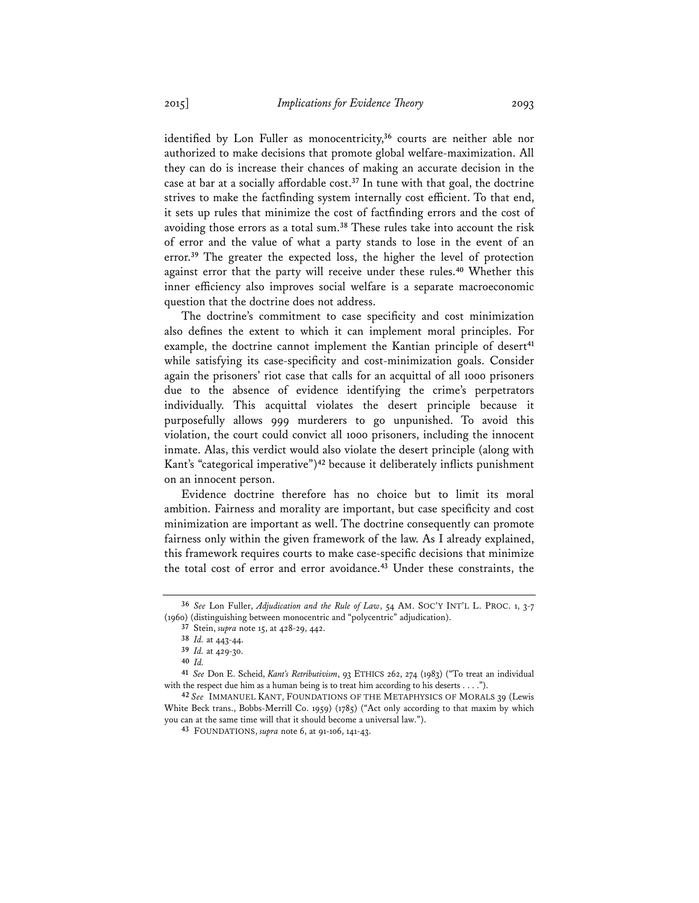identified by Lon Fuller as monocentricity,[36] courts are neither able nor authorized to make decisions that promote global welfare-maximization. All they can do is increase their chances of making an accurate decision in the case at bar at a socially affordable cost.[37] In tune with that goal, the doctrine strives to make the factfinding system internally cost efficient. To that end, it sets up rules that minimize the cost of factfinding errors and the cost of avoiding those errors as a total sum.[38] These rules take into account the risk of error and the value of what a party stands to lose in the event of an error.[39] The greater the expected loss, the higher the level of protection against error that the party will receive under these rules.[40] Whether this inner efficiency also improves social welfare is a separate macroeconomic question that the doctrine does not address.

The doctrine's commitment to case specificity and cost minimization also defines the extent to which it can implement moral principles. For example, the doctrine cannot implement the Kantian principle of desert[41] while satisfying its case-specificity and cost-minimization goals. Consider again the prisoners' riot case that calls for an acquittal of all 1000 prisoners due to the absence of evidence identifying the crime's perpetrators individually. This acquittal violates the desert principle because it purposefully allows 999 murderers to go unpunished. To avoid this violation, the court could convict all 1000 prisoners, including the innocent inmate. Alas, this verdict would also violate the desert principle (along with Kant's "categorical imperative")[42] because it deliberately inflicts punishment on an innocent person.

Evidence doctrine therefore has no choice but to limit its moral ambition. Fairness and morality are important, but case specificity and cost minimization are important as well. The doctrine consequently can promote fairness only within the given framework of the law. As I already explained, this framework requires courts to make case-specific decisions that minimize the total cost of error and error avoidance.[43] Under these constraints, the

---

[36] *See* Lon Fuller, *Adjudication and the Rule of Law*, 54 AM. SOC'Y INT'L L. PROC. 1, 3-7 (1960) (distinguishing between monocentric and "polycentric" adjudication).

[37] Stein, *supra* note 15, at 428-29, 442.

[38] *Id.* at 443-44.

[39] *Id.* at 429-30.

[40] *Id.*

[41] *See* Don E. Scheid, *Kant's Retributivism*, 93 ETHICS 262, 274 (1983) ("To treat an individual with the respect due him as a human being is to treat him according to his deserts . . . .").

[42] *See* IMMANUEL KANT, FOUNDATIONS OF THE METAPHYSICS OF MORALS 39 (Lewis White Beck trans., Bobbs-Merrill Co. 1959) (1785) ("Act only according to that maxim by which you can at the same time will that it should become a universal law.").

[43] FOUNDATIONS, *supra* note 6, at 91-106, 141-43.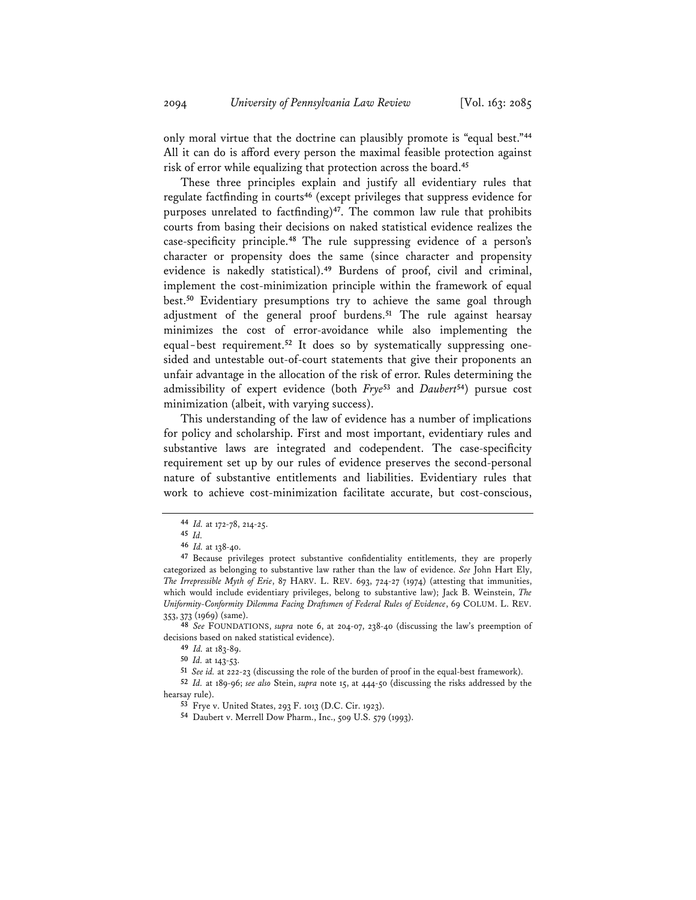only moral virtue that the doctrine can plausibly promote is "equal best."[44] All it can do is afford every person the maximal feasible protection against risk of error while equalizing that protection across the board.[45]

These three principles explain and justify all evidentiary rules that regulate factfinding in courts[46] (except privileges that suppress evidence for purposes unrelated to factfinding)[47]. The common law rule that prohibits courts from basing their decisions on naked statistical evidence realizes the case-specificity principle.[48] The rule suppressing evidence of a person's character or propensity does the same (since character and propensity evidence is nakedly statistical).[49] Burdens of proof, civil and criminal, implement the cost-minimization principle within the framework of equal best.[50] Evidentiary presumptions try to achieve the same goal through adjustment of the general proof burdens.[51] The rule against hearsay minimizes the cost of error-avoidance while also implementing the equal-best requirement.[52] It does so by systematically suppressing one-sided and untestable out-of-court statements that give their proponents an unfair advantage in the allocation of the risk of error. Rules determining the admissibility of expert evidence (both *Frye*[53] and *Daubert*[54]) pursue cost minimization (albeit, with varying success).

This understanding of the law of evidence has a number of implications for policy and scholarship. First and most important, evidentiary rules and substantive laws are integrated and codependent. The case-specificity requirement set up by our rules of evidence preserves the second-personal nature of substantive entitlements and liabilities. Evidentiary rules that work to achieve cost-minimization facilitate accurate, but cost-conscious,

---

[44] *Id.* at 172-78, 214-25.

[45] *Id.*

[46] *Id.* at 138-40.

[47] Because privileges protect substantive confidentiality entitlements, they are properly categorized as belonging to substantive law rather than the law of evidence. *See* John Hart Ely, *The Irrepressible Myth of Erie*, 87 HARV. L. REV. 693, 724-27 (1974) (attesting that immunities, which would include evidentiary privileges, belong to substantive law); Jack B. Weinstein, *The Uniformity-Conformity Dilemma Facing Draftsmen of Federal Rules of Evidence*, 69 COLUM. L. REV. 353, 373 (1969) (same).

[48] *See* FOUNDATIONS, *supra* note 6, at 204-07, 238-40 (discussing the law's preemption of decisions based on naked statistical evidence).

[49] *Id.* at 183-89.

[50] *Id.* at 143-53.

[51] *See id.* at 222-23 (discussing the role of the burden of proof in the equal-best framework).

[52] *Id.* at 189-96; *see also* Stein, *supra* note 15, at 444-50 (discussing the risks addressed by the hearsay rule).

[53] Frye v. United States, 293 F. 1013 (D.C. Cir. 1923).

[54] Daubert v. Merrell Dow Pharm., Inc., 509 U.S. 579 (1993).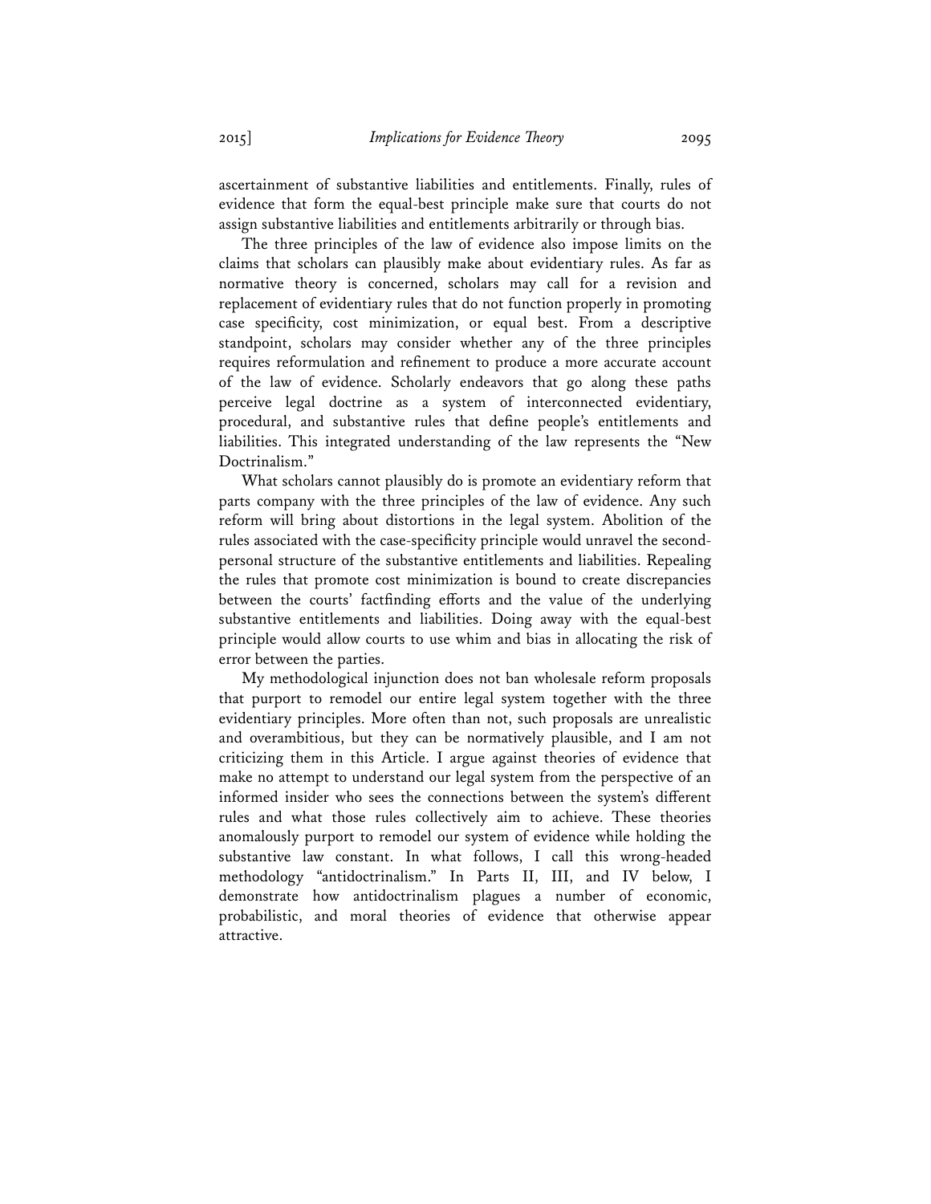ascertainment of substantive liabilities and entitlements. Finally, rules of evidence that form the equal-best principle make sure that courts do not assign substantive liabilities and entitlements arbitrarily or through bias.

The three principles of the law of evidence also impose limits on the claims that scholars can plausibly make about evidentiary rules. As far as normative theory is concerned, scholars may call for a revision and replacement of evidentiary rules that do not function properly in promoting case specificity, cost minimization, or equal best. From a descriptive standpoint, scholars may consider whether any of the three principles requires reformulation and refinement to produce a more accurate account of the law of evidence. Scholarly endeavors that go along these paths perceive legal doctrine as a system of interconnected evidentiary, procedural, and substantive rules that define people's entitlements and liabilities. This integrated understanding of the law represents the "New Doctrinalism."

What scholars cannot plausibly do is promote an evidentiary reform that parts company with the three principles of the law of evidence. Any such reform will bring about distortions in the legal system. Abolition of the rules associated with the case-specificity principle would unravel the second-personal structure of the substantive entitlements and liabilities. Repealing the rules that promote cost minimization is bound to create discrepancies between the courts' factfinding efforts and the value of the underlying substantive entitlements and liabilities. Doing away with the equal-best principle would allow courts to use whim and bias in allocating the risk of error between the parties.

My methodological injunction does not ban wholesale reform proposals that purport to remodel our entire legal system together with the three evidentiary principles. More often than not, such proposals are unrealistic and overambitious, but they can be normatively plausible, and I am not criticizing them in this Article. I argue against theories of evidence that make no attempt to understand our legal system from the perspective of an informed insider who sees the connections between the system's different rules and what those rules collectively aim to achieve. These theories anomalously purport to remodel our system of evidence while holding the substantive law constant. In what follows, I call this wrong-headed methodology "antidoctrinalism." In Parts II, III, and IV below, I demonstrate how antidoctrinalism plagues a number of economic, probabilistic, and moral theories of evidence that otherwise appear attractive.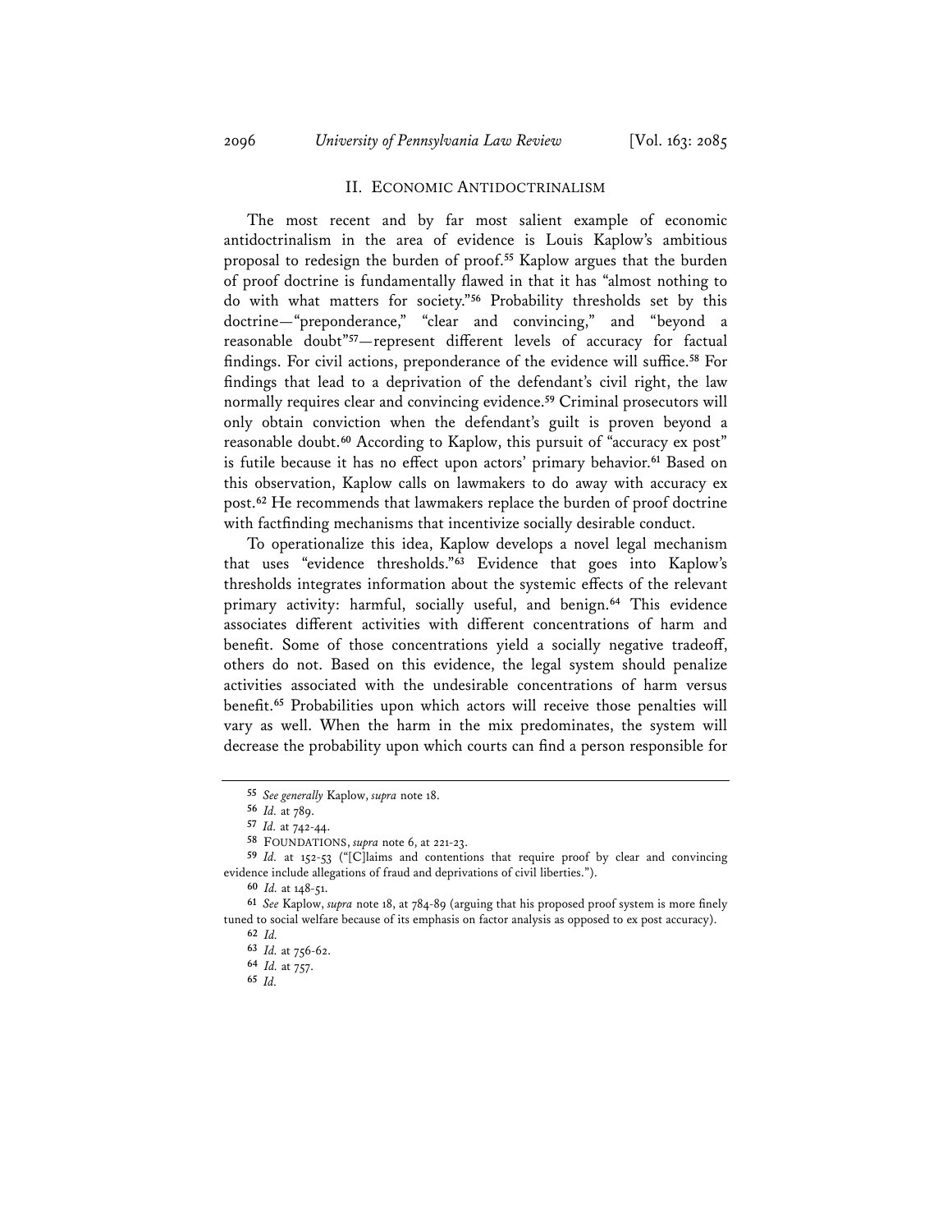## II. ECONOMIC ANTIDOCTRINALISM

The most recent and by far most salient example of economic antidoctrinalism in the area of evidence is Louis Kaplow's ambitious proposal to redesign the burden of proof.[55] Kaplow argues that the burden of proof doctrine is fundamentally flawed in that it has "almost nothing to do with what matters for society."[56] Probability thresholds set by this doctrine—"preponderance," "clear and convincing," and "beyond a reasonable doubt"[57]—represent different levels of accuracy for factual findings. For civil actions, preponderance of the evidence will suffice.[58] For findings that lead to a deprivation of the defendant's civil right, the law normally requires clear and convincing evidence.[59] Criminal prosecutors will only obtain conviction when the defendant's guilt is proven beyond a reasonable doubt.[60] According to Kaplow, this pursuit of "accuracy ex post" is futile because it has no effect upon actors' primary behavior.[61] Based on this observation, Kaplow calls on lawmakers to do away with accuracy ex post.[62] He recommends that lawmakers replace the burden of proof doctrine with factfinding mechanisms that incentivize socially desirable conduct.

To operationalize this idea, Kaplow develops a novel legal mechanism that uses "evidence thresholds."[63] Evidence that goes into Kaplow's thresholds integrates information about the systemic effects of the relevant primary activity: harmful, socially useful, and benign.[64] This evidence associates different activities with different concentrations of harm and benefit. Some of those concentrations yield a socially negative tradeoff, others do not. Based on this evidence, the legal system should penalize activities associated with the undesirable concentrations of harm versus benefit.[65] Probabilities upon which actors will receive those penalties will vary as well. When the harm in the mix predominates, the system will decrease the probability upon which courts can find a person responsible for

---

55 *See generally* Kaplow, *supra* note 18.

56 *Id.* at 789.

57 *Id.* at 742-44.

58 FOUNDATIONS, *supra* note 6, at 221-23.

59 *Id.* at 152-53 ("[C]laims and contentions that require proof by clear and convincing evidence include allegations of fraud and deprivations of civil liberties.").

60 *Id.* at 148-51.

61 *See* Kaplow, *supra* note 18, at 784-89 (arguing that his proposed proof system is more finely tuned to social welfare because of its emphasis on factor analysis as opposed to ex post accuracy).

62 *Id.*

63 *Id.* at 756-62.

64 *Id.* at 757.

65 *Id.*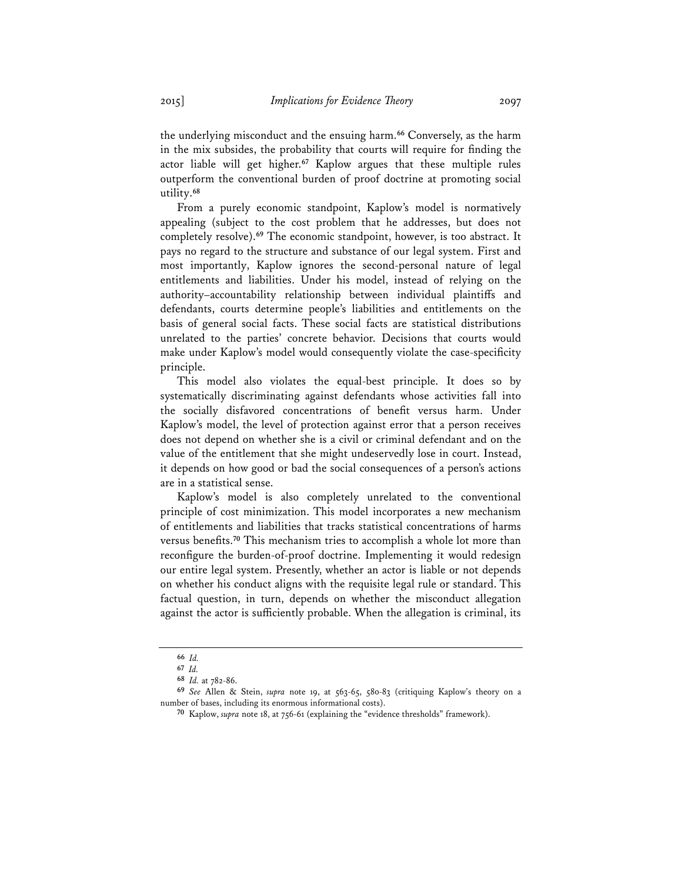the underlying misconduct and the ensuing harm.[66] Conversely, as the harm in the mix subsides, the probability that courts will require for finding the actor liable will get higher.[67] Kaplow argues that these multiple rules outperform the conventional burden of proof doctrine at promoting social utility.[68]

From a purely economic standpoint, Kaplow's model is normatively appealing (subject to the cost problem that he addresses, but does not completely resolve).[69] The economic standpoint, however, is too abstract. It pays no regard to the structure and substance of our legal system. First and most importantly, Kaplow ignores the second-personal nature of legal entitlements and liabilities. Under his model, instead of relying on the authority–accountability relationship between individual plaintiffs and defendants, courts determine people's liabilities and entitlements on the basis of general social facts. These social facts are statistical distributions unrelated to the parties' concrete behavior. Decisions that courts would make under Kaplow's model would consequently violate the case-specificity principle.

This model also violates the equal-best principle. It does so by systematically discriminating against defendants whose activities fall into the socially disfavored concentrations of benefit versus harm. Under Kaplow's model, the level of protection against error that a person receives does not depend on whether she is a civil or criminal defendant and on the value of the entitlement that she might undeservedly lose in court. Instead, it depends on how good or bad the social consequences of a person's actions are in a statistical sense.

Kaplow's model is also completely unrelated to the conventional principle of cost minimization. This model incorporates a new mechanism of entitlements and liabilities that tracks statistical concentrations of harms versus benefits.[70] This mechanism tries to accomplish a whole lot more than reconfigure the burden-of-proof doctrine. Implementing it would redesign our entire legal system. Presently, whether an actor is liable or not depends on whether his conduct aligns with the requisite legal rule or standard. This factual question, in turn, depends on whether the misconduct allegation against the actor is sufficiently probable. When the allegation is criminal, its

---

66 *Id.*

67 *Id.*

68 *Id.* at 782-86.

69 *See* Allen & Stein, *supra* note 19, at 563-65, 580-83 (critiquing Kaplow's theory on a number of bases, including its enormous informational costs).

70 Kaplow, *supra* note 18, at 756-61 (explaining the "evidence thresholds" framework).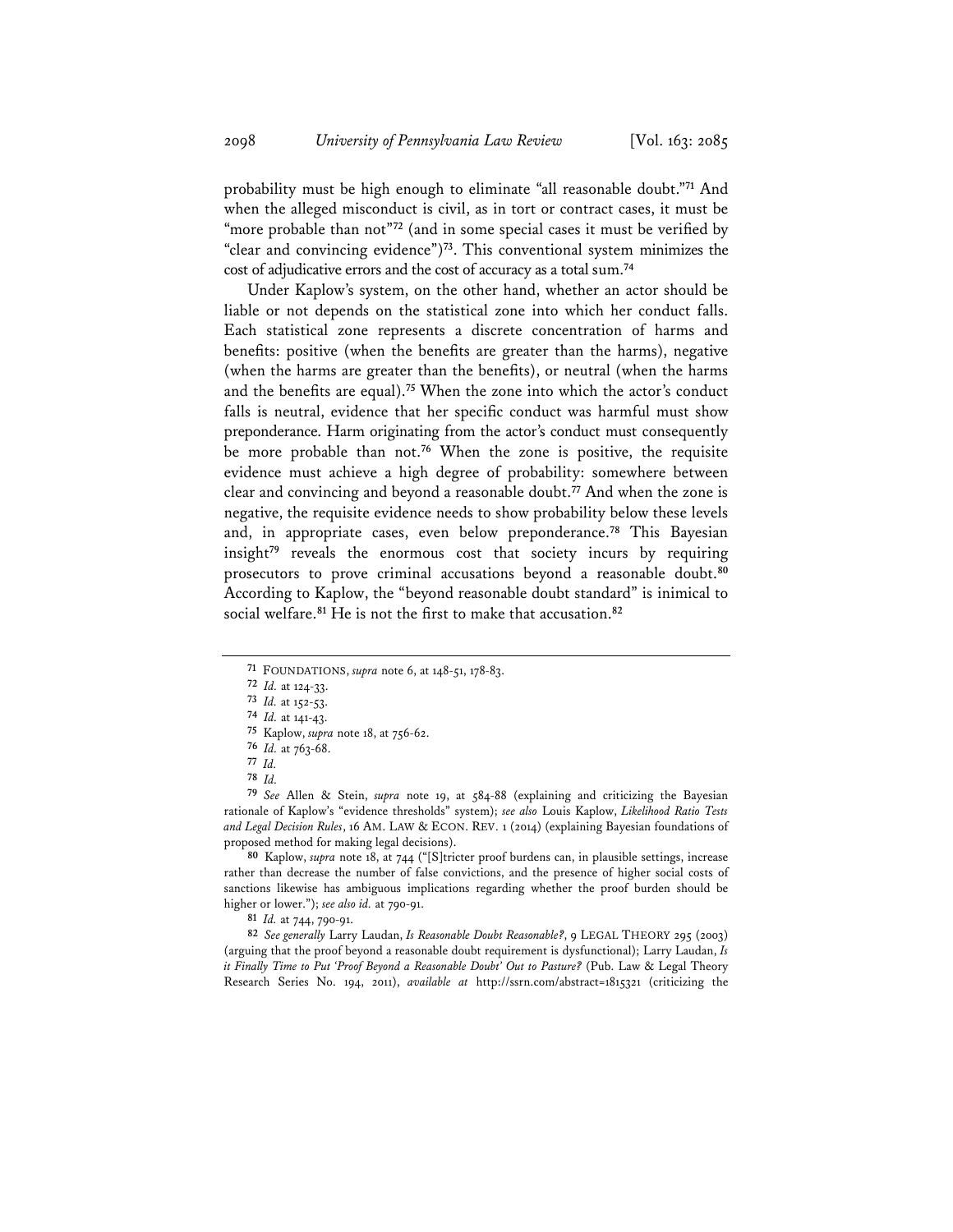probability must be high enough to eliminate "all reasonable doubt."[71] And when the alleged misconduct is civil, as in tort or contract cases, it must be "more probable than not"[72] (and in some special cases it must be verified by "clear and convincing evidence")[73]. This conventional system minimizes the cost of adjudicative errors and the cost of accuracy as a total sum.[74]

Under Kaplow's system, on the other hand, whether an actor should be liable or not depends on the statistical zone into which her conduct falls. Each statistical zone represents a discrete concentration of harms and benefits: positive (when the benefits are greater than the harms), negative (when the harms are greater than the benefits), or neutral (when the harms and the benefits are equal).[75] When the zone into which the actor's conduct falls is neutral, evidence that her specific conduct was harmful must show preponderance. Harm originating from the actor's conduct must consequently be more probable than not.[76] When the zone is positive, the requisite evidence must achieve a high degree of probability: somewhere between clear and convincing and beyond a reasonable doubt.[77] And when the zone is negative, the requisite evidence needs to show probability below these levels and, in appropriate cases, even below preponderance.[78] This Bayesian insight[79] reveals the enormous cost that society incurs by requiring prosecutors to prove criminal accusations beyond a reasonable doubt.[80] According to Kaplow, the "beyond reasonable doubt standard" is inimical to social welfare.[81] He is not the first to make that accusation.[82]

---

[71] FOUNDATIONS, *supra* note 6, at 148-51, 178-83.

[72] *Id.* at 124-33.

[73] *Id.* at 152-53.

[74] *Id.* at 141-43.

[75] Kaplow, *supra* note 18, at 756-62.

[76] *Id.* at 763-68.

[77] *Id.*

[78] *Id.*

[79] *See* Allen & Stein, *supra* note 19, at 584-88 (explaining and criticizing the Bayesian rationale of Kaplow's "evidence thresholds" system); *see also* Louis Kaplow, *Likelihood Ratio Tests and Legal Decision Rules*, 16 AM. LAW & ECON. REV. 1 (2014) (explaining Bayesian foundations of proposed method for making legal decisions).

[80] Kaplow, *supra* note 18, at 744 ("[S]tricter proof burdens can, in plausible settings, increase rather than decrease the number of false convictions, and the presence of higher social costs of sanctions likewise has ambiguous implications regarding whether the proof burden should be higher or lower."); *see also id.* at 790-91.

[81] *Id.* at 744, 790-91.

[82] *See generally* Larry Laudan, *Is Reasonable Doubt Reasonable?*, 9 LEGAL THEORY 295 (2003) (arguing that the proof beyond a reasonable doubt requirement is dysfunctional); Larry Laudan, *Is it Finally Time to Put 'Proof Beyond a Reasonable Doubt' Out to Pasture?* (Pub. Law & Legal Theory Research Series No. 194, 2011), *available at* http://ssrn.com/abstract=1815321 (criticizing the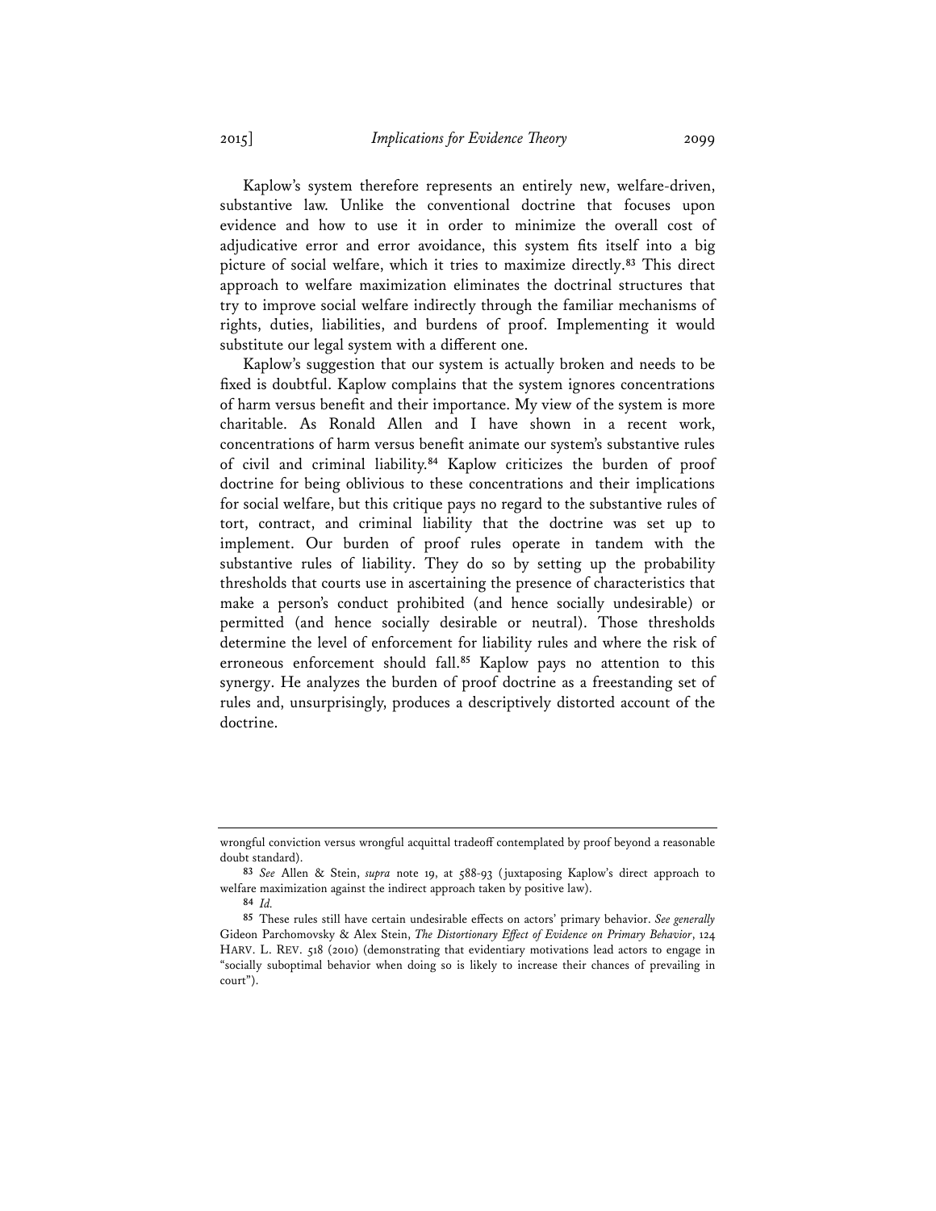Kaplow's system therefore represents an entirely new, welfare-driven, substantive law. Unlike the conventional doctrine that focuses upon evidence and how to use it in order to minimize the overall cost of adjudicative error and error avoidance, this system fits itself into a big picture of social welfare, which it tries to maximize directly.[83] This direct approach to welfare maximization eliminates the doctrinal structures that try to improve social welfare indirectly through the familiar mechanisms of rights, duties, liabilities, and burdens of proof. Implementing it would substitute our legal system with a different one.

Kaplow's suggestion that our system is actually broken and needs to be fixed is doubtful. Kaplow complains that the system ignores concentrations of harm versus benefit and their importance. My view of the system is more charitable. As Ronald Allen and I have shown in a recent work, concentrations of harm versus benefit animate our system's substantive rules of civil and criminal liability.[84] Kaplow criticizes the burden of proof doctrine for being oblivious to these concentrations and their implications for social welfare, but this critique pays no regard to the substantive rules of tort, contract, and criminal liability that the doctrine was set up to implement. Our burden of proof rules operate in tandem with the substantive rules of liability. They do so by setting up the probability thresholds that courts use in ascertaining the presence of characteristics that make a person's conduct prohibited (and hence socially undesirable) or permitted (and hence socially desirable or neutral). Those thresholds determine the level of enforcement for liability rules and where the risk of erroneous enforcement should fall.[85] Kaplow pays no attention to this synergy. He analyzes the burden of proof doctrine as a freestanding set of rules and, unsurprisingly, produces a descriptively distorted account of the doctrine.

---

wrongful conviction versus wrongful acquittal tradeoff contemplated by proof beyond a reasonable doubt standard).

[83] *See* Allen & Stein, *supra* note 19, at 588-93 (juxtaposing Kaplow's direct approach to welfare maximization against the indirect approach taken by positive law).

[84] *Id.*

[85] These rules still have certain undesirable effects on actors' primary behavior. *See generally* Gideon Parchomovsky & Alex Stein, *The Distortionary Effect of Evidence on Primary Behavior*, 124 HARV. L. REV. 518 (2010) (demonstrating that evidentiary motivations lead actors to engage in "socially suboptimal behavior when doing so is likely to increase their chances of prevailing in court").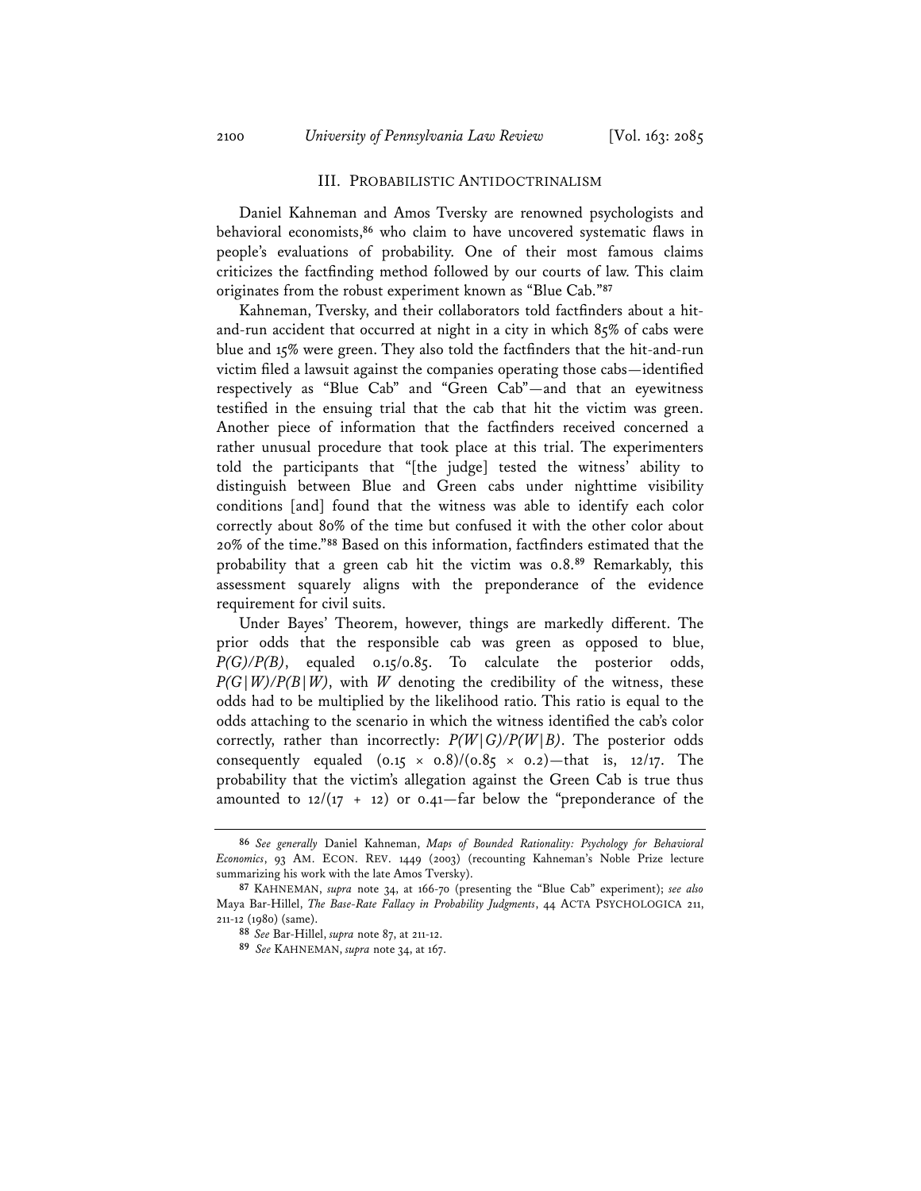## III. PROBABILISTIC ANTIDOCTRINALISM

Daniel Kahneman and Amos Tversky are renowned psychologists and behavioral economists,[86] who claim to have uncovered systematic flaws in people's evaluations of probability. One of their most famous claims criticizes the factfinding method followed by our courts of law. This claim originates from the robust experiment known as "Blue Cab."[87]

Kahneman, Tversky, and their collaborators told factfinders about a hit-and-run accident that occurred at night in a city in which 85% of cabs were blue and 15% were green. They also told the factfinders that the hit-and-run victim filed a lawsuit against the companies operating those cabs—identified respectively as "Blue Cab" and "Green Cab"—and that an eyewitness testified in the ensuing trial that the cab that hit the victim was green. Another piece of information that the factfinders received concerned a rather unusual procedure that took place at this trial. The experimenters told the participants that "[the judge] tested the witness' ability to distinguish between Blue and Green cabs under nighttime visibility conditions [and] found that the witness was able to identify each color correctly about 80% of the time but confused it with the other color about 20% of the time."[88] Based on this information, factfinders estimated that the probability that a green cab hit the victim was 0.8.[89] Remarkably, this assessment squarely aligns with the preponderance of the evidence requirement for civil suits.

Under Bayes' Theorem, however, things are markedly different. The prior odds that the responsible cab was green as opposed to blue, $P(G)/P(B)$, equaled 0.15/0.85. To calculate the posterior odds, $P(G|W)/P(B|W)$, with $W$ denoting the credibility of the witness, these odds had to be multiplied by the likelihood ratio. This ratio is equal to the odds attaching to the scenario in which the witness identified the cab's color correctly, rather than incorrectly: $P(W|G)/P(W|B)$. The posterior odds consequently equaled $(0.15 \times 0.8)/(0.85 \times 0.2)$—that is, 12/17. The probability that the victim's allegation against the Green Cab is true thus amounted to $12/(17 + 12)$ or 0.41—far below the "preponderance of the

---

86 *See generally* Daniel Kahneman, *Maps of Bounded Rationality: Psychology for Behavioral Economics*, 93 AM. ECON. REV. 1449 (2003) (recounting Kahneman's Noble Prize lecture summarizing his work with the late Amos Tversky).

87 KAHNEMAN, *supra* note 34, at 166-70 (presenting the "Blue Cab" experiment); *see also* Maya Bar-Hillel, *The Base-Rate Fallacy in Probability Judgments*, 44 ACTA PSYCHOLOGICA 211, 211-12 (1980) (same).

88 *See* Bar-Hillel, *supra* note 87, at 211-12.

89 *See* KAHNEMAN, *supra* note 34, at 167.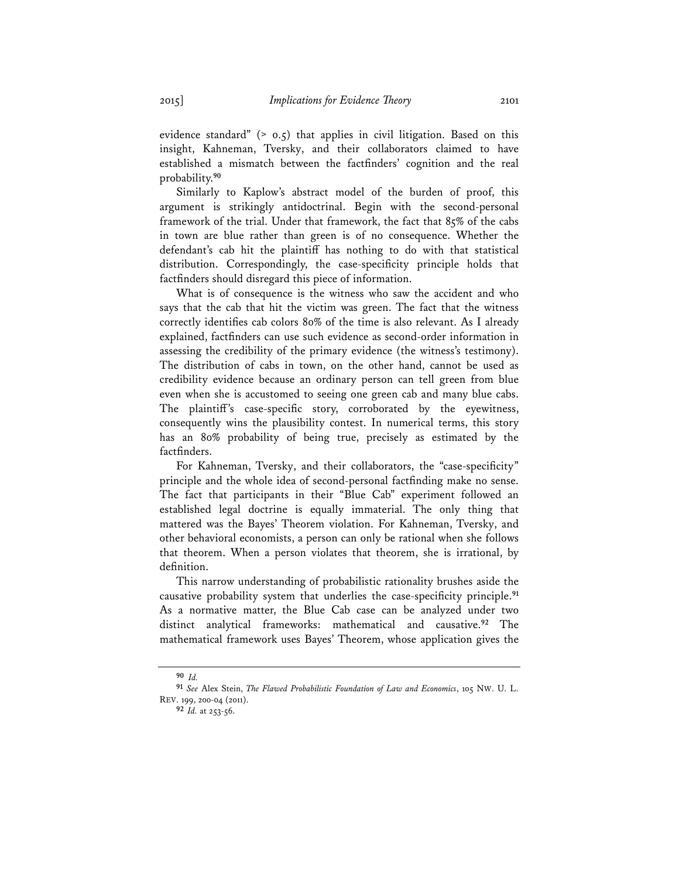evidence standard" (> 0.5) that applies in civil litigation. Based on this insight, Kahneman, Tversky, and their collaborators claimed to have established a mismatch between the factfinders' cognition and the real probability.[90]

Similarly to Kaplow's abstract model of the burden of proof, this argument is strikingly antidoctrinal. Begin with the second-personal framework of the trial. Under that framework, the fact that 85% of the cabs in town are blue rather than green is of no consequence. Whether the defendant's cab hit the plaintiff has nothing to do with that statistical distribution. Correspondingly, the case-specificity principle holds that factfinders should disregard this piece of information.

What is of consequence is the witness who saw the accident and who says that the cab that hit the victim was green. The fact that the witness correctly identifies cab colors 80% of the time is also relevant. As I already explained, factfinders can use such evidence as second-order information in assessing the credibility of the primary evidence (the witness's testimony). The distribution of cabs in town, on the other hand, cannot be used as credibility evidence because an ordinary person can tell green from blue even when she is accustomed to seeing one green cab and many blue cabs. The plaintiff's case-specific story, corroborated by the eyewitness, consequently wins the plausibility contest. In numerical terms, this story has an 80% probability of being true, precisely as estimated by the factfinders.

For Kahneman, Tversky, and their collaborators, the "case-specificity" principle and the whole idea of second-personal factfinding make no sense. The fact that participants in their "Blue Cab" experiment followed an established legal doctrine is equally immaterial. The only thing that mattered was the Bayes' Theorem violation. For Kahneman, Tversky, and other behavioral economists, a person can only be rational when she follows that theorem. When a person violates that theorem, she is irrational, by definition.

This narrow understanding of probabilistic rationality brushes aside the causative probability system that underlies the case-specificity principle.[91] As a normative matter, the Blue Cab case can be analyzed under two distinct analytical frameworks: mathematical and causative.[92] The mathematical framework uses Bayes' Theorem, whose application gives the

---

[90] *Id.*

[91] *See* Alex Stein, *The Flawed Probabilistic Foundation of Law and Economics*, 105 NW. U. L. REV. 199, 200-04 (2011).

[92] *Id.* at 253-56.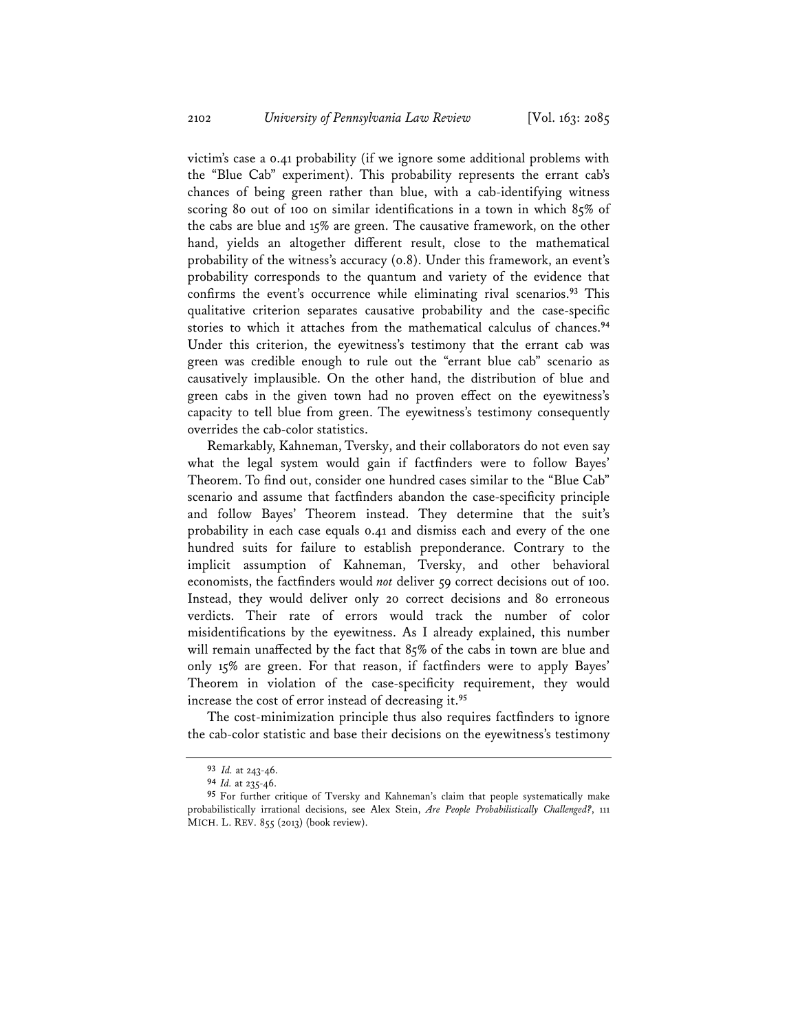victim's case a 0.41 probability (if we ignore some additional problems with the "Blue Cab" experiment). This probability represents the errant cab's chances of being green rather than blue, with a cab-identifying witness scoring 80 out of 100 on similar identifications in a town in which 85% of the cabs are blue and 15% are green. The causative framework, on the other hand, yields an altogether different result, close to the mathematical probability of the witness's accuracy (0.8). Under this framework, an event's probability corresponds to the quantum and variety of the evidence that confirms the event's occurrence while eliminating rival scenarios.[93] This qualitative criterion separates causative probability and the case-specific stories to which it attaches from the mathematical calculus of chances.[94] Under this criterion, the eyewitness's testimony that the errant cab was green was credible enough to rule out the "errant blue cab" scenario as causatively implausible. On the other hand, the distribution of blue and green cabs in the given town had no proven effect on the eyewitness's capacity to tell blue from green. The eyewitness's testimony consequently overrides the cab-color statistics.

Remarkably, Kahneman, Tversky, and their collaborators do not even say what the legal system would gain if factfinders were to follow Bayes' Theorem. To find out, consider one hundred cases similar to the "Blue Cab" scenario and assume that factfinders abandon the case-specificity principle and follow Bayes' Theorem instead. They determine that the suit's probability in each case equals 0.41 and dismiss each and every of the one hundred suits for failure to establish preponderance. Contrary to the implicit assumption of Kahneman, Tversky, and other behavioral economists, the factfinders would *not* deliver 59 correct decisions out of 100. Instead, they would deliver only 20 correct decisions and 80 erroneous verdicts. Their rate of errors would track the number of color misidentifications by the eyewitness. As I already explained, this number will remain unaffected by the fact that 85% of the cabs in town are blue and only 15% are green. For that reason, if factfinders were to apply Bayes' Theorem in violation of the case-specificity requirement, they would increase the cost of error instead of decreasing it.[95]

The cost-minimization principle thus also requires factfinders to ignore the cab-color statistic and base their decisions on the eyewitness's testimony

---

[93] *Id.* at 243-46.

[94] *Id.* at 235-46.

[95] For further critique of Tversky and Kahneman's claim that people systematically make probabilistically irrational decisions, see Alex Stein, *Are People Probabilistically Challenged?*, 111 MICH. L. REV. 855 (2013) (book review).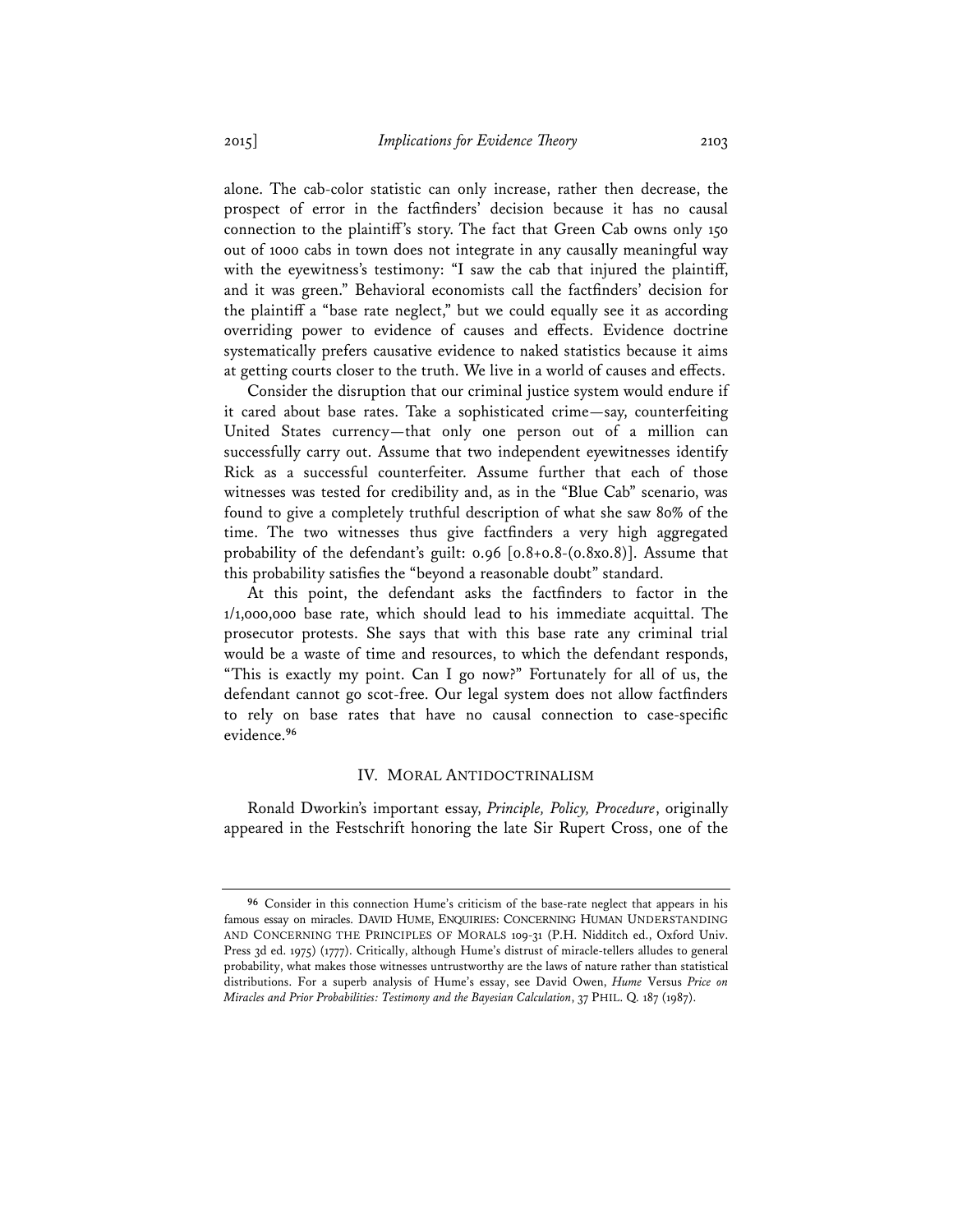alone. The cab-color statistic can only increase, rather then decrease, the prospect of error in the factfinders' decision because it has no causal connection to the plaintiff's story. The fact that Green Cab owns only 150 out of 1000 cabs in town does not integrate in any causally meaningful way with the eyewitness's testimony: "I saw the cab that injured the plaintiff, and it was green." Behavioral economists call the factfinders' decision for the plaintiff a "base rate neglect," but we could equally see it as according overriding power to evidence of causes and effects. Evidence doctrine systematically prefers causative evidence to naked statistics because it aims at getting courts closer to the truth. We live in a world of causes and effects.

Consider the disruption that our criminal justice system would endure if it cared about base rates. Take a sophisticated crime—say, counterfeiting United States currency—that only one person out of a million can successfully carry out. Assume that two independent eyewitnesses identify Rick as a successful counterfeiter. Assume further that each of those witnesses was tested for credibility and, as in the "Blue Cab" scenario, was found to give a completely truthful description of what she saw 80% of the time. The two witnesses thus give factfinders a very high aggregated probability of the defendant's guilt: 0.96 [0.8+0.8-(0.8x0.8)]. Assume that this probability satisfies the "beyond a reasonable doubt" standard.

At this point, the defendant asks the factfinders to factor in the 1/1,000,000 base rate, which should lead to his immediate acquittal. The prosecutor protests. She says that with this base rate any criminal trial would be a waste of time and resources, to which the defendant responds, "This is exactly my point. Can I go now?" Fortunately for all of us, the defendant cannot go scot-free. Our legal system does not allow factfinders to rely on base rates that have no causal connection to case-specific evidence.[96]

## IV. Moral Antidoctrinalism

Ronald Dworkin's important essay, *Principle, Policy, Procedure*, originally appeared in the Festschrift honoring the late Sir Rupert Cross, one of the

---

[96] Consider in this connection Hume's criticism of the base-rate neglect that appears in his famous essay on miracles. David Hume, Enquiries: Concerning Human Understanding and Concerning the Principles of Morals 109-31 (P.H. Nidditch ed., Oxford Univ. Press 3d ed. 1975) (1777). Critically, although Hume's distrust of miracle-tellers alludes to general probability, what makes those witnesses untrustworthy are the laws of nature rather than statistical distributions. For a superb analysis of Hume's essay, see David Owen, *Hume Versus Price on Miracles and Prior Probabilities: Testimony and the Bayesian Calculation*, 37 Phil. Q. 187 (1987).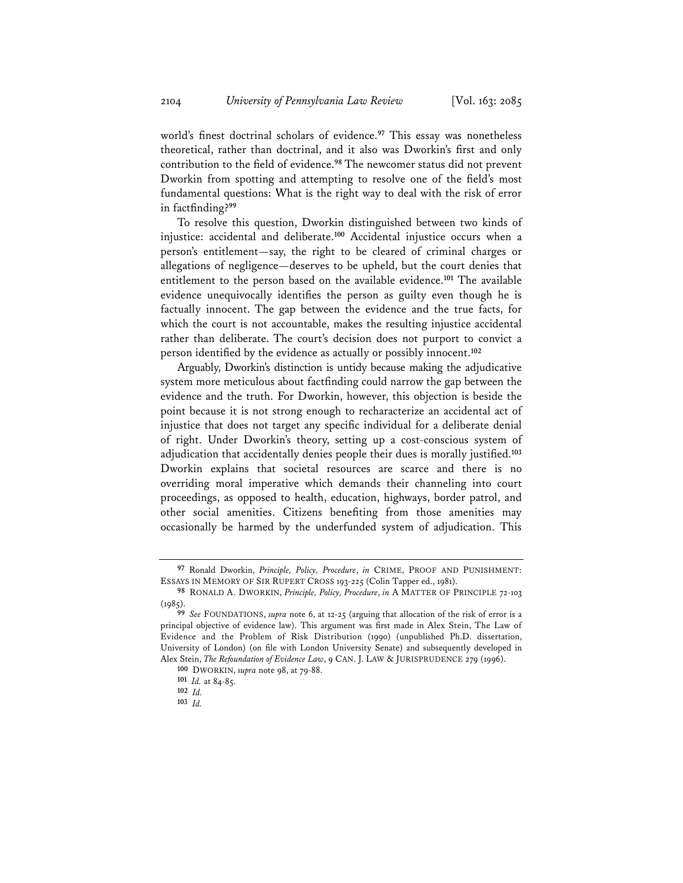world's finest doctrinal scholars of evidence.[97] This essay was nonetheless theoretical, rather than doctrinal, and it also was Dworkin's first and only contribution to the field of evidence.[98] The newcomer status did not prevent Dworkin from spotting and attempting to resolve one of the field's most fundamental questions: What is the right way to deal with the risk of error in factfinding?[99]

To resolve this question, Dworkin distinguished between two kinds of injustice: accidental and deliberate.[100] Accidental injustice occurs when a person's entitlement—say, the right to be cleared of criminal charges or allegations of negligence—deserves to be upheld, but the court denies that entitlement to the person based on the available evidence.[101] The available evidence unequivocally identifies the person as guilty even though he is factually innocent. The gap between the evidence and the true facts, for which the court is not accountable, makes the resulting injustice accidental rather than deliberate. The court's decision does not purport to convict a person identified by the evidence as actually or possibly innocent.[102]

Arguably, Dworkin's distinction is untidy because making the adjudicative system more meticulous about factfinding could narrow the gap between the evidence and the truth. For Dworkin, however, this objection is beside the point because it is not strong enough to recharacterize an accidental act of injustice that does not target any specific individual for a deliberate denial of right. Under Dworkin's theory, setting up a cost-conscious system of adjudication that accidentally denies people their dues is morally justified.[103] Dworkin explains that societal resources are scarce and there is no overriding moral imperative which demands their channeling into court proceedings, as opposed to health, education, highways, border patrol, and other social amenities. Citizens benefiting from those amenities may occasionally be harmed by the underfunded system of adjudication. This

---

[97] Ronald Dworkin, *Principle, Policy, Procedure*, *in* CRIME, PROOF AND PUNISHMENT: ESSAYS IN MEMORY OF SIR RUPERT CROSS 193-225 (Colin Tapper ed., 1981).

[98] RONALD A. DWORKIN, *Principle, Policy, Procedure*, *in* A MATTER OF PRINCIPLE 72-103 (1985).

[99] *See* FOUNDATIONS, *supra* note 6, at 12-25 (arguing that allocation of the risk of error is a principal objective of evidence law). This argument was first made in Alex Stein, The Law of Evidence and the Problem of Risk Distribution (1990) (unpublished Ph.D. dissertation, University of London) (on file with London University Senate) and subsequently developed in Alex Stein, *The Refoundation of Evidence Law*, 9 CAN. J. LAW & JURISPRUDENCE 279 (1996).

[100] DWORKIN, *supra* note 98, at 79-88.

[101] *Id.* at 84-85.

[102] *Id.*

[103] *Id.*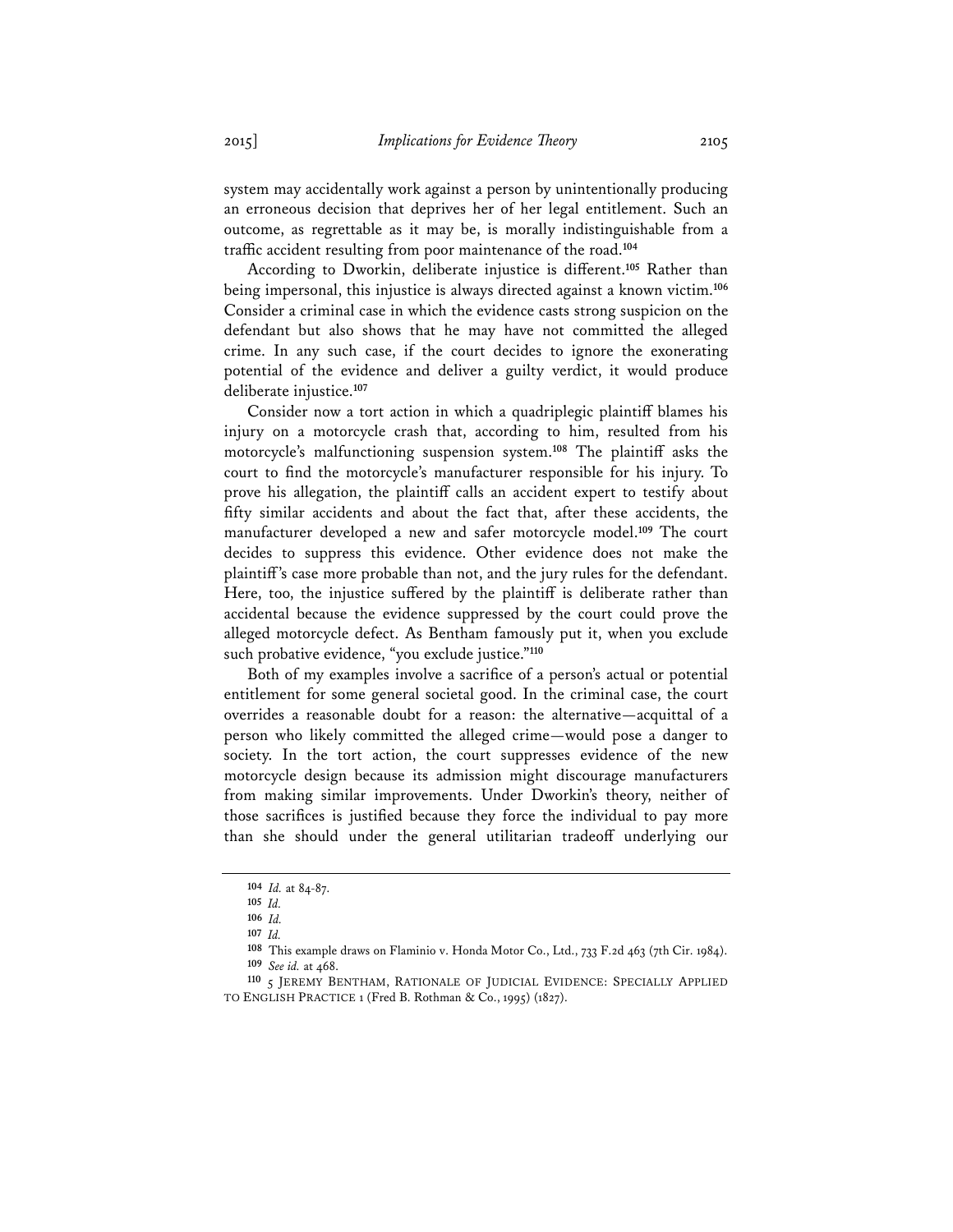system may accidentally work against a person by unintentionally producing an erroneous decision that deprives her of her legal entitlement. Such an outcome, as regrettable as it may be, is morally indistinguishable from a traffic accident resulting from poor maintenance of the road.[104]

According to Dworkin, deliberate injustice is different.[105] Rather than being impersonal, this injustice is always directed against a known victim.[106] Consider a criminal case in which the evidence casts strong suspicion on the defendant but also shows that he may have not committed the alleged crime. In any such case, if the court decides to ignore the exonerating potential of the evidence and deliver a guilty verdict, it would produce deliberate injustice.[107]

Consider now a tort action in which a quadriplegic plaintiff blames his injury on a motorcycle crash that, according to him, resulted from his motorcycle's malfunctioning suspension system.[108] The plaintiff asks the court to find the motorcycle's manufacturer responsible for his injury. To prove his allegation, the plaintiff calls an accident expert to testify about fifty similar accidents and about the fact that, after these accidents, the manufacturer developed a new and safer motorcycle model.[109] The court decides to suppress this evidence. Other evidence does not make the plaintiff's case more probable than not, and the jury rules for the defendant. Here, too, the injustice suffered by the plaintiff is deliberate rather than accidental because the evidence suppressed by the court could prove the alleged motorcycle defect. As Bentham famously put it, when you exclude such probative evidence, "you exclude justice."[110]

Both of my examples involve a sacrifice of a person's actual or potential entitlement for some general societal good. In the criminal case, the court overrides a reasonable doubt for a reason: the alternative—acquittal of a person who likely committed the alleged crime—would pose a danger to society. In the tort action, the court suppresses evidence of the new motorcycle design because its admission might discourage manufacturers from making similar improvements. Under Dworkin's theory, neither of those sacrifices is justified because they force the individual to pay more than she should under the general utilitarian tradeoff underlying our

---

[104] *Id.* at 84-87.

[105] *Id.*

[106] *Id.*

[107] *Id.*

[108] This example draws on Flaminio v. Honda Motor Co., Ltd., 733 F.2d 463 (7th Cir. 1984).

[109] *See id.* at 468.

[110] 5 JEREMY BENTHAM, RATIONALE OF JUDICIAL EVIDENCE: SPECIALLY APPLIED TO ENGLISH PRACTICE 1 (Fred B. Rothman & Co., 1995) (1827).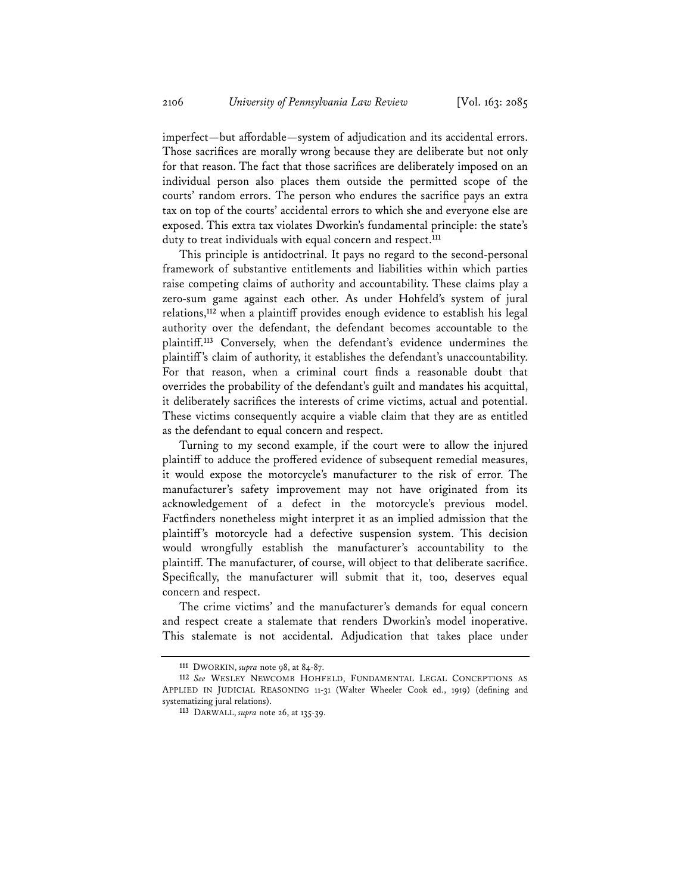imperfect—but affordable—system of adjudication and its accidental errors. Those sacrifices are morally wrong because they are deliberate but not only for that reason. The fact that those sacrifices are deliberately imposed on an individual person also places them outside the permitted scope of the courts' random errors. The person who endures the sacrifice pays an extra tax on top of the courts' accidental errors to which she and everyone else are exposed. This extra tax violates Dworkin's fundamental principle: the state's duty to treat individuals with equal concern and respect.[111]

This principle is antidoctrinal. It pays no regard to the second-personal framework of substantive entitlements and liabilities within which parties raise competing claims of authority and accountability. These claims play a zero-sum game against each other. As under Hohfeld's system of jural relations,[112] when a plaintiff provides enough evidence to establish his legal authority over the defendant, the defendant becomes accountable to the plaintiff.[113] Conversely, when the defendant's evidence undermines the plaintiff's claim of authority, it establishes the defendant's unaccountability. For that reason, when a criminal court finds a reasonable doubt that overrides the probability of the defendant's guilt and mandates his acquittal, it deliberately sacrifices the interests of crime victims, actual and potential. These victims consequently acquire a viable claim that they are as entitled as the defendant to equal concern and respect.

Turning to my second example, if the court were to allow the injured plaintiff to adduce the proffered evidence of subsequent remedial measures, it would expose the motorcycle's manufacturer to the risk of error. The manufacturer's safety improvement may not have originated from its acknowledgement of a defect in the motorcycle's previous model. Factfinders nonetheless might interpret it as an implied admission that the plaintiff's motorcycle had a defective suspension system. This decision would wrongfully establish the manufacturer's accountability to the plaintiff. The manufacturer, of course, will object to that deliberate sacrifice. Specifically, the manufacturer will submit that it, too, deserves equal concern and respect.

The crime victims' and the manufacturer's demands for equal concern and respect create a stalemate that renders Dworkin's model inoperative. This stalemate is not accidental. Adjudication that takes place under

---

[111] DWORKIN, *supra* note 98, at 84-87.

[112] *See* WESLEY NEWCOMB HOHFELD, FUNDAMENTAL LEGAL CONCEPTIONS AS APPLIED IN JUDICIAL REASONING 11-31 (Walter Wheeler Cook ed., 1919) (defining and systematizing jural relations).

[113] DARWALL, *supra* note 26, at 135-39.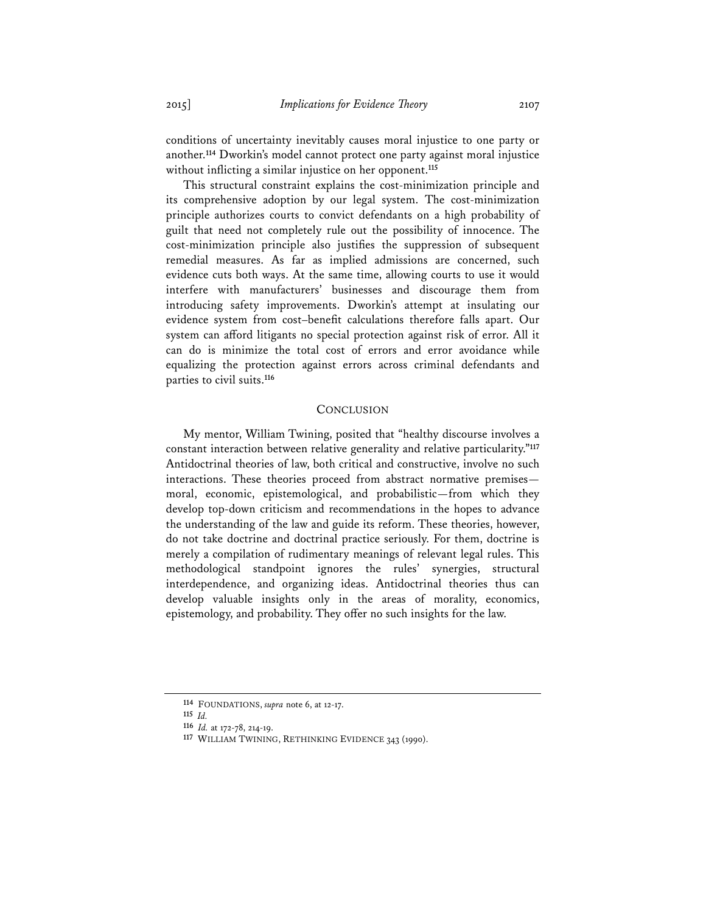conditions of uncertainty inevitably causes moral injustice to one party or another.[114] Dworkin's model cannot protect one party against moral injustice without inflicting a similar injustice on her opponent.[115]

This structural constraint explains the cost-minimization principle and its comprehensive adoption by our legal system. The cost-minimization principle authorizes courts to convict defendants on a high probability of guilt that need not completely rule out the possibility of innocence. The cost-minimization principle also justifies the suppression of subsequent remedial measures. As far as implied admissions are concerned, such evidence cuts both ways. At the same time, allowing courts to use it would interfere with manufacturers' businesses and discourage them from introducing safety improvements. Dworkin's attempt at insulating our evidence system from cost–benefit calculations therefore falls apart. Our system can afford litigants no special protection against risk of error. All it can do is minimize the total cost of errors and error avoidance while equalizing the protection against errors across criminal defendants and parties to civil suits.[116]

## CONCLUSION

My mentor, William Twining, posited that "healthy discourse involves a constant interaction between relative generality and relative particularity."[117] Antidoctrinal theories of law, both critical and constructive, involve no such interactions. These theories proceed from abstract normative premises—moral, economic, epistemological, and probabilistic—from which they develop top-down criticism and recommendations in the hopes to advance the understanding of the law and guide its reform. These theories, however, do not take doctrine and doctrinal practice seriously. For them, doctrine is merely a compilation of rudimentary meanings of relevant legal rules. This methodological standpoint ignores the rules' synergies, structural interdependence, and organizing ideas. Antidoctrinal theories thus can develop valuable insights only in the areas of morality, economics, epistemology, and probability. They offer no such insights for the law.

---

[114] FOUNDATIONS, *supra* note 6, at 12-17.

[115] *Id.*

[116] *Id.* at 172-78, 214-19.

[117] WILLIAM TWINING, RETHINKING EVIDENCE 343 (1990).